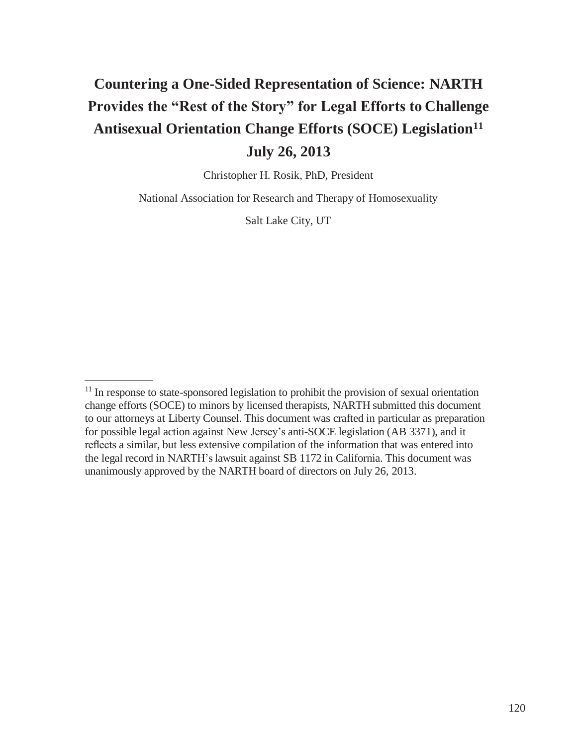# Countering a One-Sided Representation of Science: NARTH Provides the "Rest of the Story" for Legal Efforts to Challenge Antisexual Orientation Change Efforts (SOCE) Legislation[11]

## July 26, 2013

Christopher H. Rosik, PhD, President

National Association for Research and Therapy of Homosexuality

Salt Lake City, UT

---

[11] In response to state-sponsored legislation to prohibit the provision of sexual orientation change efforts (SOCE) to minors by licensed therapists, NARTH submitted this document to our attorneys at Liberty Counsel. This document was crafted in particular as preparation for possible legal action against New Jersey's anti-SOCE legislation (AB 3371), and it reflects a similar, but less extensive compilation of the information that was entered into the legal record in NARTH's lawsuit against SB 1172 in California. This document was unanimously approved by the NARTH board of directors on July 26, 2013.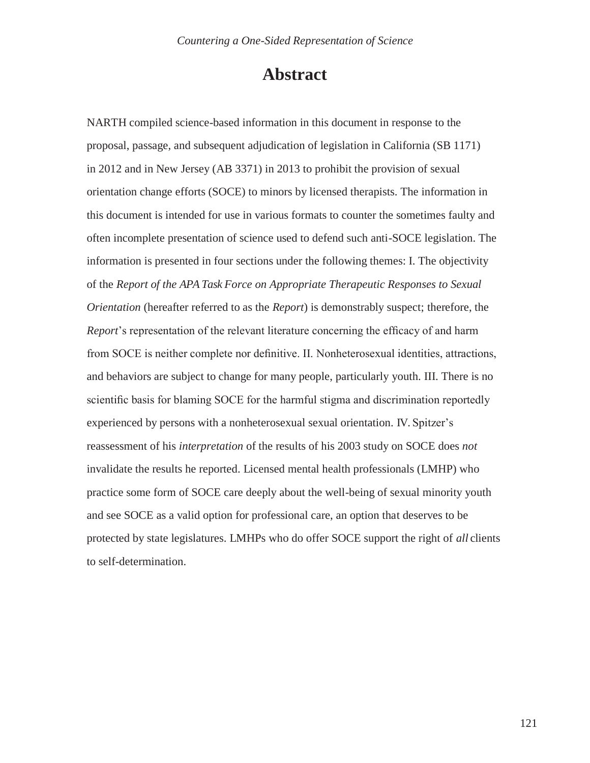# Abstract

NARTH compiled science-based information in this document in response to the proposal, passage, and subsequent adjudication of legislation in California (SB 1171) in 2012 and in New Jersey (AB 3371) in 2013 to prohibit the provision of sexual orientation change efforts (SOCE) to minors by licensed therapists. The information in this document is intended for use in various formats to counter the sometimes faulty and often incomplete presentation of science used to defend such anti-SOCE legislation. The information is presented in four sections under the following themes: I. The objectivity of the *Report of the APA Task Force on Appropriate Therapeutic Responses to Sexual Orientation* (hereafter referred to as the *Report*) is demonstrably suspect; therefore, the *Report*'s representation of the relevant literature concerning the efficacy of and harm from SOCE is neither complete nor definitive. II. Nonheterosexual identities, attractions, and behaviors are subject to change for many people, particularly youth. III. There is no scientific basis for blaming SOCE for the harmful stigma and discrimination reportedly experienced by persons with a nonheterosexual sexual orientation. IV. Spitzer's reassessment of his *interpretation* of the results of his 2003 study on SOCE does *not* invalidate the results he reported. Licensed mental health professionals (LMHP) who practice some form of SOCE care deeply about the well-being of sexual minority youth and see SOCE as a valid option for professional care, an option that deserves to be protected by state legislatures. LMHPs who do offer SOCE support the right of *all* clients to self-determination.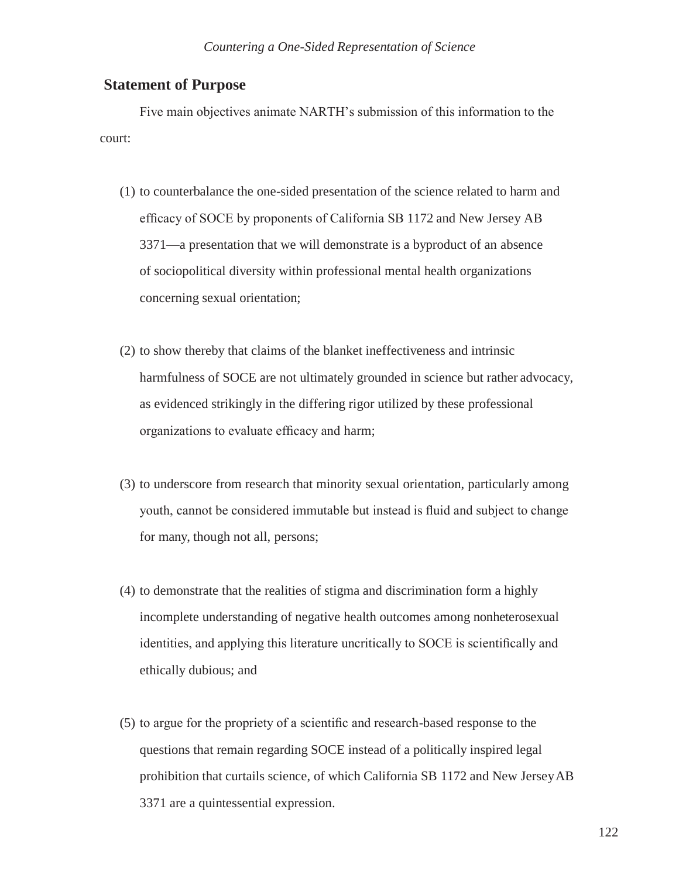## Statement of Purpose

Five main objectives animate NARTH's submission of this information to the court:

(1) to counterbalance the one-sided presentation of the science related to harm and efficacy of SOCE by proponents of California SB 1172 and New Jersey AB 3371—a presentation that we will demonstrate is a byproduct of an absence of sociopolitical diversity within professional mental health organizations concerning sexual orientation;

(2) to show thereby that claims of the blanket ineffectiveness and intrinsic harmfulness of SOCE are not ultimately grounded in science but rather advocacy, as evidenced strikingly in the differing rigor utilized by these professional organizations to evaluate efficacy and harm;

(3) to underscore from research that minority sexual orientation, particularly among youth, cannot be considered immutable but instead is fluid and subject to change for many, though not all, persons;

(4) to demonstrate that the realities of stigma and discrimination form a highly incomplete understanding of negative health outcomes among nonheterosexual identities, and applying this literature uncritically to SOCE is scientifically and ethically dubious; and

(5) to argue for the propriety of a scientific and research-based response to the questions that remain regarding SOCE instead of a politically inspired legal prohibition that curtails science, of which California SB 1172 and New Jersey AB 3371 are a quintessential expression.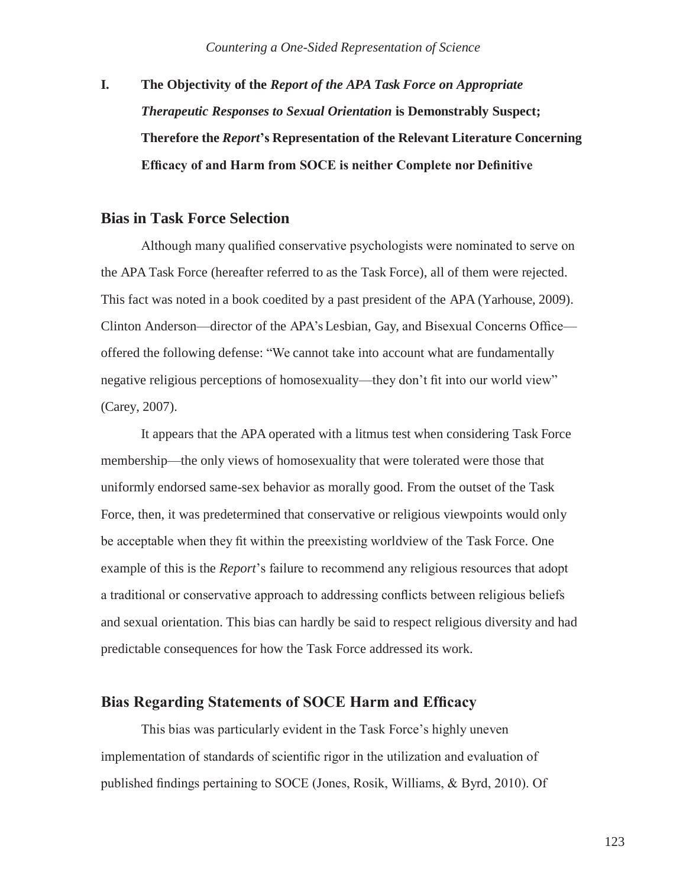## I. The Objectivity of the *Report of the APA Task Force on Appropriate Therapeutic Responses to Sexual Orientation* is Demonstrably Suspect; Therefore the *Report*'s Representation of the Relevant Literature Concerning Efficacy of and Harm from SOCE is neither Complete nor Definitive

### Bias in Task Force Selection

Although many qualified conservative psychologists were nominated to serve on the APA Task Force (hereafter referred to as the Task Force), all of them were rejected. This fact was noted in a book coedited by a past president of the APA (Yarhouse, 2009). Clinton Anderson—director of the APA's Lesbian, Gay, and Bisexual Concerns Office—offered the following defense: "We cannot take into account what are fundamentally negative religious perceptions of homosexuality—they don't fit into our world view" (Carey, 2007).

It appears that the APA operated with a litmus test when considering Task Force membership—the only views of homosexuality that were tolerated were those that uniformly endorsed same-sex behavior as morally good. From the outset of the Task Force, then, it was predetermined that conservative or religious viewpoints would only be acceptable when they fit within the preexisting worldview of the Task Force. One example of this is the *Report*'s failure to recommend any religious resources that adopt a traditional or conservative approach to addressing conflicts between religious beliefs and sexual orientation. This bias can hardly be said to respect religious diversity and had predictable consequences for how the Task Force addressed its work.

### Bias Regarding Statements of SOCE Harm and Efficacy

This bias was particularly evident in the Task Force's highly uneven implementation of standards of scientific rigor in the utilization and evaluation of published findings pertaining to SOCE (Jones, Rosik, Williams, & Byrd, 2010). Of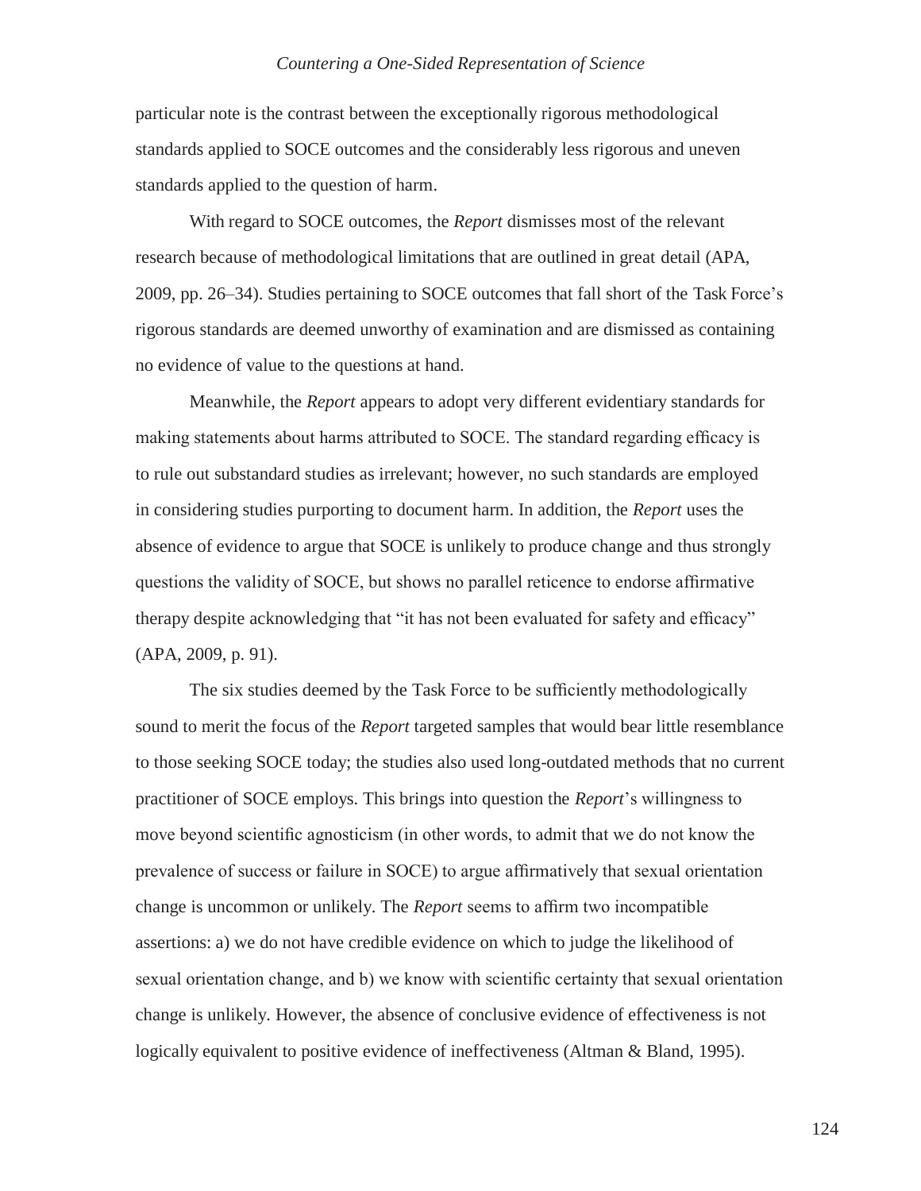particular note is the contrast between the exceptionally rigorous methodological standards applied to SOCE outcomes and the considerably less rigorous and uneven standards applied to the question of harm.

With regard to SOCE outcomes, the *Report* dismisses most of the relevant research because of methodological limitations that are outlined in great detail (APA, 2009, pp. 26–34). Studies pertaining to SOCE outcomes that fall short of the Task Force's rigorous standards are deemed unworthy of examination and are dismissed as containing no evidence of value to the questions at hand.

Meanwhile, the *Report* appears to adopt very different evidentiary standards for making statements about harms attributed to SOCE. The standard regarding efficacy is to rule out substandard studies as irrelevant; however, no such standards are employed in considering studies purporting to document harm. In addition, the *Report* uses the absence of evidence to argue that SOCE is unlikely to produce change and thus strongly questions the validity of SOCE, but shows no parallel reticence to endorse affirmative therapy despite acknowledging that "it has not been evaluated for safety and efficacy" (APA, 2009, p. 91).

The six studies deemed by the Task Force to be sufficiently methodologically sound to merit the focus of the *Report* targeted samples that would bear little resemblance to those seeking SOCE today; the studies also used long-outdated methods that no current practitioner of SOCE employs. This brings into question the *Report*'s willingness to move beyond scientific agnosticism (in other words, to admit that we do not know the prevalence of success or failure in SOCE) to argue affirmatively that sexual orientation change is uncommon or unlikely. The *Report* seems to affirm two incompatible assertions: a) we do not have credible evidence on which to judge the likelihood of sexual orientation change, and b) we know with scientific certainty that sexual orientation change is unlikely. However, the absence of conclusive evidence of effectiveness is not logically equivalent to positive evidence of ineffectiveness (Altman & Bland, 1995).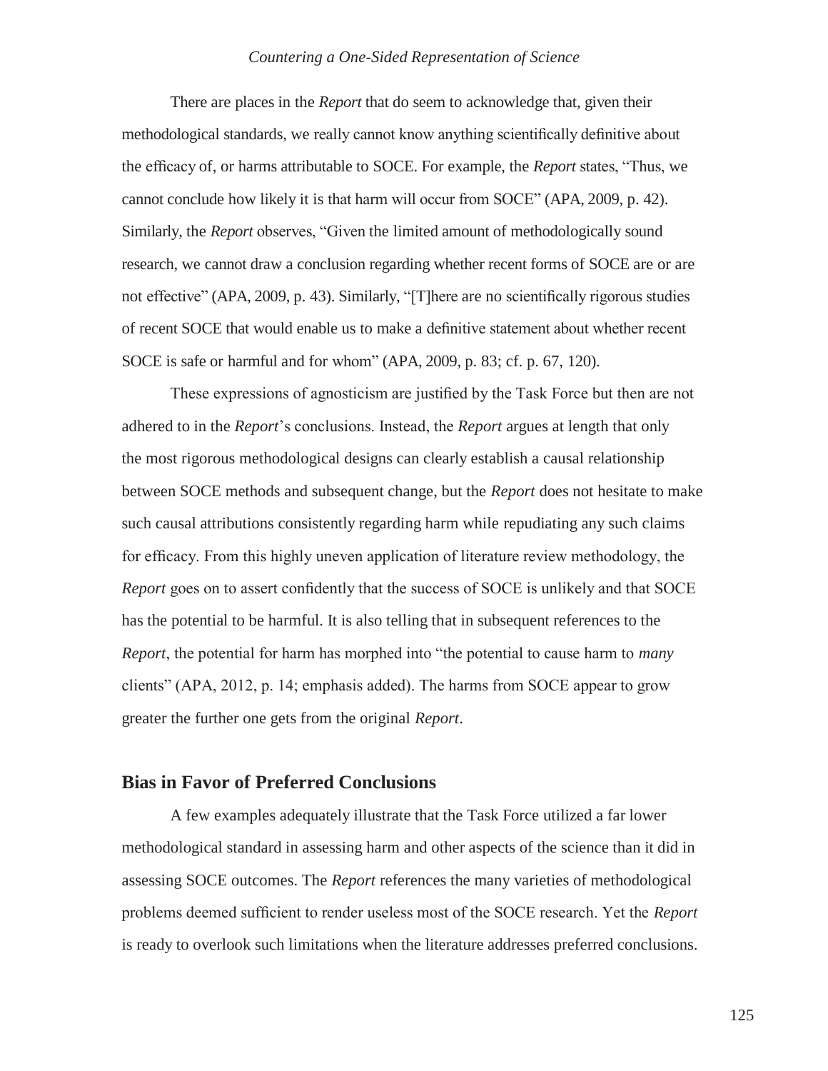There are places in the *Report* that do seem to acknowledge that, given their methodological standards, we really cannot know anything scientifically definitive about the efficacy of, or harms attributable to SOCE. For example, the *Report* states, "Thus, we cannot conclude how likely it is that harm will occur from SOCE" (APA, 2009, p. 42). Similarly, the *Report* observes, "Given the limited amount of methodologically sound research, we cannot draw a conclusion regarding whether recent forms of SOCE are or are not effective" (APA, 2009, p. 43). Similarly, "[T]here are no scientifically rigorous studies of recent SOCE that would enable us to make a definitive statement about whether recent SOCE is safe or harmful and for whom" (APA, 2009, p. 83; cf. p. 67, 120).

These expressions of agnosticism are justified by the Task Force but then are not adhered to in the *Report*'s conclusions. Instead, the *Report* argues at length that only the most rigorous methodological designs can clearly establish a causal relationship between SOCE methods and subsequent change, but the *Report* does not hesitate to make such causal attributions consistently regarding harm while repudiating any such claims for efficacy. From this highly uneven application of literature review methodology, the *Report* goes on to assert confidently that the success of SOCE is unlikely and that SOCE has the potential to be harmful. It is also telling that in subsequent references to the *Report*, the potential for harm has morphed into "the potential to cause harm to *many* clients" (APA, 2012, p. 14; emphasis added). The harms from SOCE appear to grow greater the further one gets from the original *Report*.

## Bias in Favor of Preferred Conclusions

A few examples adequately illustrate that the Task Force utilized a far lower methodological standard in assessing harm and other aspects of the science than it did in assessing SOCE outcomes. The *Report* references the many varieties of methodological problems deemed sufficient to render useless most of the SOCE research. Yet the *Report* is ready to overlook such limitations when the literature addresses preferred conclusions.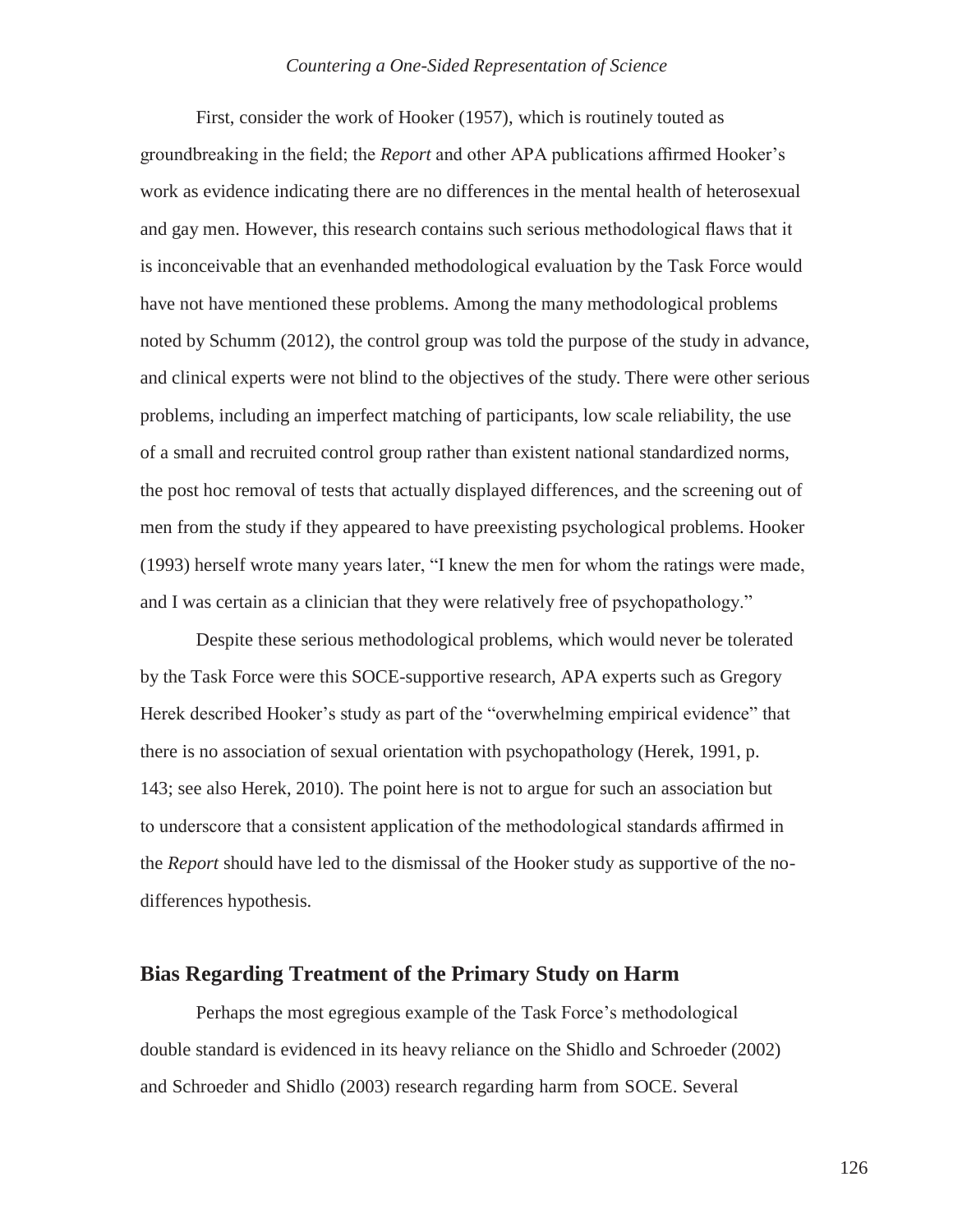First, consider the work of Hooker (1957), which is routinely touted as groundbreaking in the field; the *Report* and other APA publications affirmed Hooker's work as evidence indicating there are no differences in the mental health of heterosexual and gay men. However, this research contains such serious methodological flaws that it is inconceivable that an evenhanded methodological evaluation by the Task Force would have not have mentioned these problems. Among the many methodological problems noted by Schumm (2012), the control group was told the purpose of the study in advance, and clinical experts were not blind to the objectives of the study. There were other serious problems, including an imperfect matching of participants, low scale reliability, the use of a small and recruited control group rather than existent national standardized norms, the post hoc removal of tests that actually displayed differences, and the screening out of men from the study if they appeared to have preexisting psychological problems. Hooker (1993) herself wrote many years later, "I knew the men for whom the ratings were made, and I was certain as a clinician that they were relatively free of psychopathology."

Despite these serious methodological problems, which would never be tolerated by the Task Force were this SOCE-supportive research, APA experts such as Gregory Herek described Hooker's study as part of the "overwhelming empirical evidence" that there is no association of sexual orientation with psychopathology (Herek, 1991, p. 143; see also Herek, 2010). The point here is not to argue for such an association but to underscore that a consistent application of the methodological standards affirmed in the *Report* should have led to the dismissal of the Hooker study as supportive of the no-differences hypothesis.

## Bias Regarding Treatment of the Primary Study on Harm

Perhaps the most egregious example of the Task Force's methodological double standard is evidenced in its heavy reliance on the Shidlo and Schroeder (2002) and Schroeder and Shidlo (2003) research regarding harm from SOCE. Several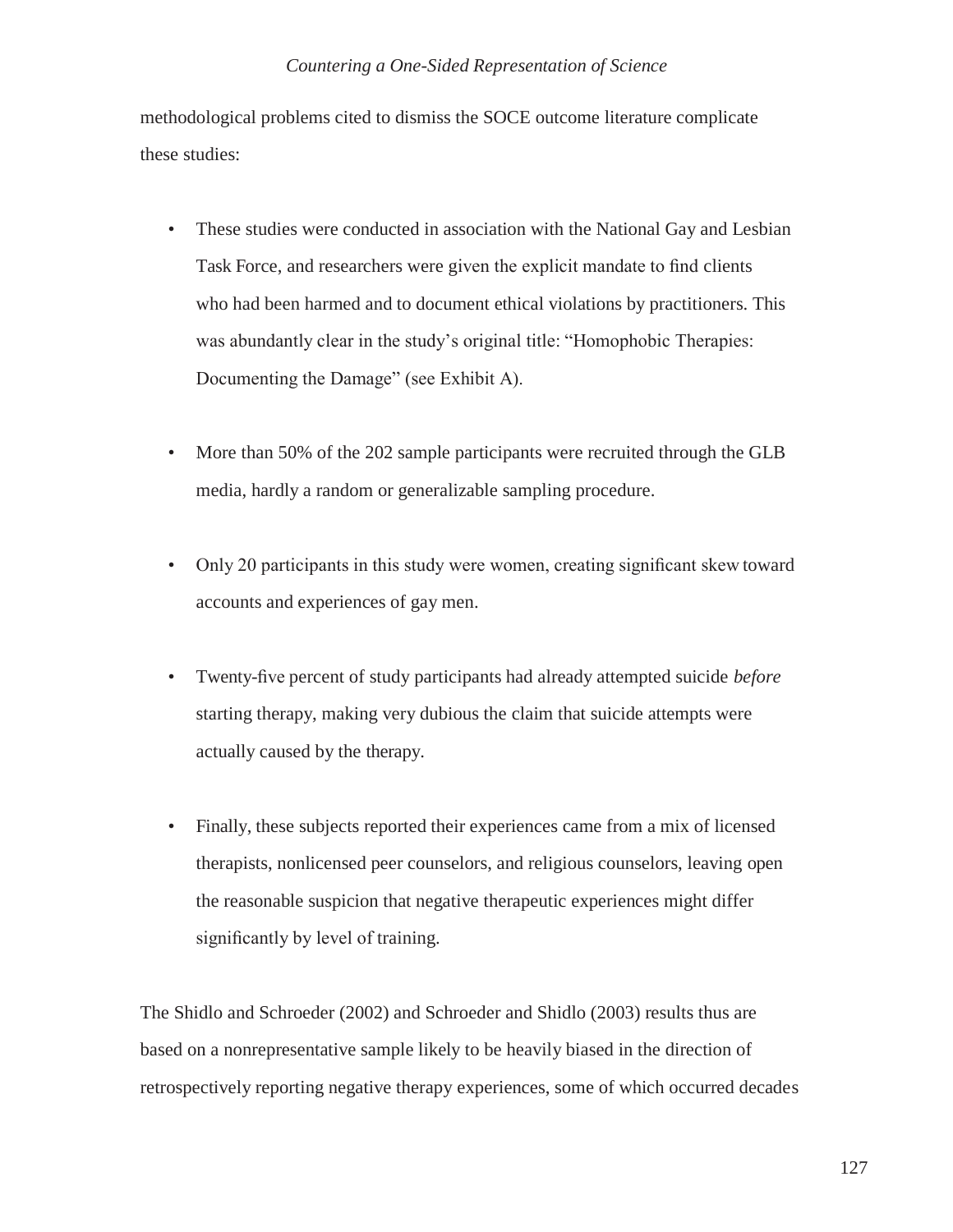methodological problems cited to dismiss the SOCE outcome literature complicate these studies:

- These studies were conducted in association with the National Gay and Lesbian Task Force, and researchers were given the explicit mandate to find clients who had been harmed and to document ethical violations by practitioners. This was abundantly clear in the study's original title: "Homophobic Therapies: Documenting the Damage" (see Exhibit A).

- More than 50% of the 202 sample participants were recruited through the GLB media, hardly a random or generalizable sampling procedure.

- Only 20 participants in this study were women, creating significant skew toward accounts and experiences of gay men.

- Twenty-five percent of study participants had already attempted suicide *before* starting therapy, making very dubious the claim that suicide attempts were actually caused by the therapy.

- Finally, these subjects reported their experiences came from a mix of licensed therapists, nonlicensed peer counselors, and religious counselors, leaving open the reasonable suspicion that negative therapeutic experiences might differ significantly by level of training.

The Shidlo and Schroeder (2002) and Schroeder and Shidlo (2003) results thus are based on a nonrepresentative sample likely to be heavily biased in the direction of retrospectively reporting negative therapy experiences, some of which occurred decades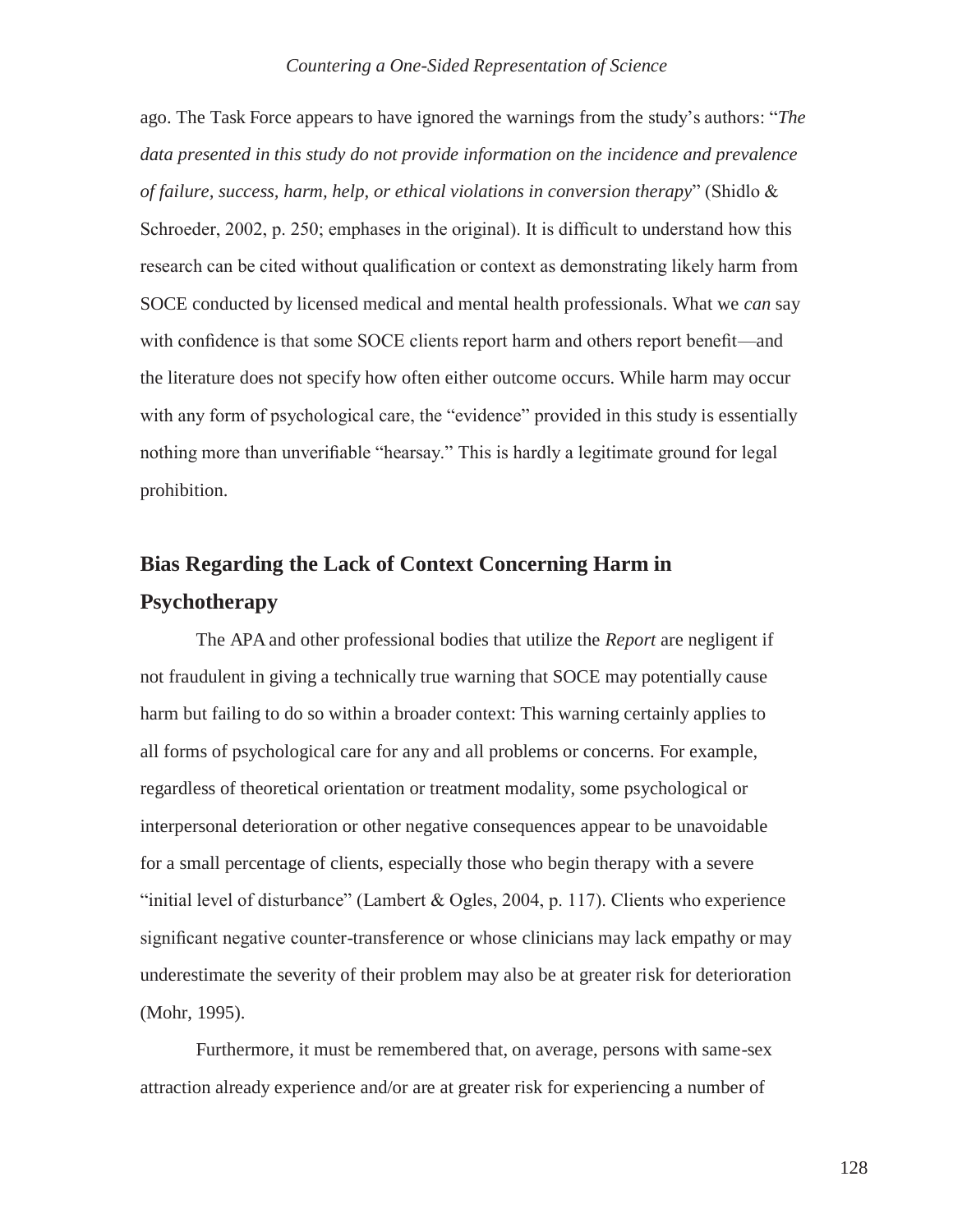ago. The Task Force appears to have ignored the warnings from the study's authors: "*The data presented in this study do not provide information on the incidence and prevalence of failure, success, harm, help, or ethical violations in conversion therapy*" (Shidlo & Schroeder, 2002, p. 250; emphases in the original). It is difficult to understand how this research can be cited without qualification or context as demonstrating likely harm from SOCE conducted by licensed medical and mental health professionals. What we *can* say with confidence is that some SOCE clients report harm and others report benefit—and the literature does not specify how often either outcome occurs. While harm may occur with any form of psychological care, the "evidence" provided in this study is essentially nothing more than unverifiable "hearsay." This is hardly a legitimate ground for legal prohibition.

## Bias Regarding the Lack of Context Concerning Harm in Psychotherapy

The APA and other professional bodies that utilize the *Report* are negligent if not fraudulent in giving a technically true warning that SOCE may potentially cause harm but failing to do so within a broader context: This warning certainly applies to all forms of psychological care for any and all problems or concerns. For example, regardless of theoretical orientation or treatment modality, some psychological or interpersonal deterioration or other negative consequences appear to be unavoidable for a small percentage of clients, especially those who begin therapy with a severe "initial level of disturbance" (Lambert & Ogles, 2004, p. 117). Clients who experience significant negative counter-transference or whose clinicians may lack empathy or may underestimate the severity of their problem may also be at greater risk for deterioration (Mohr, 1995).

Furthermore, it must be remembered that, on average, persons with same-sex attraction already experience and/or are at greater risk for experiencing a number of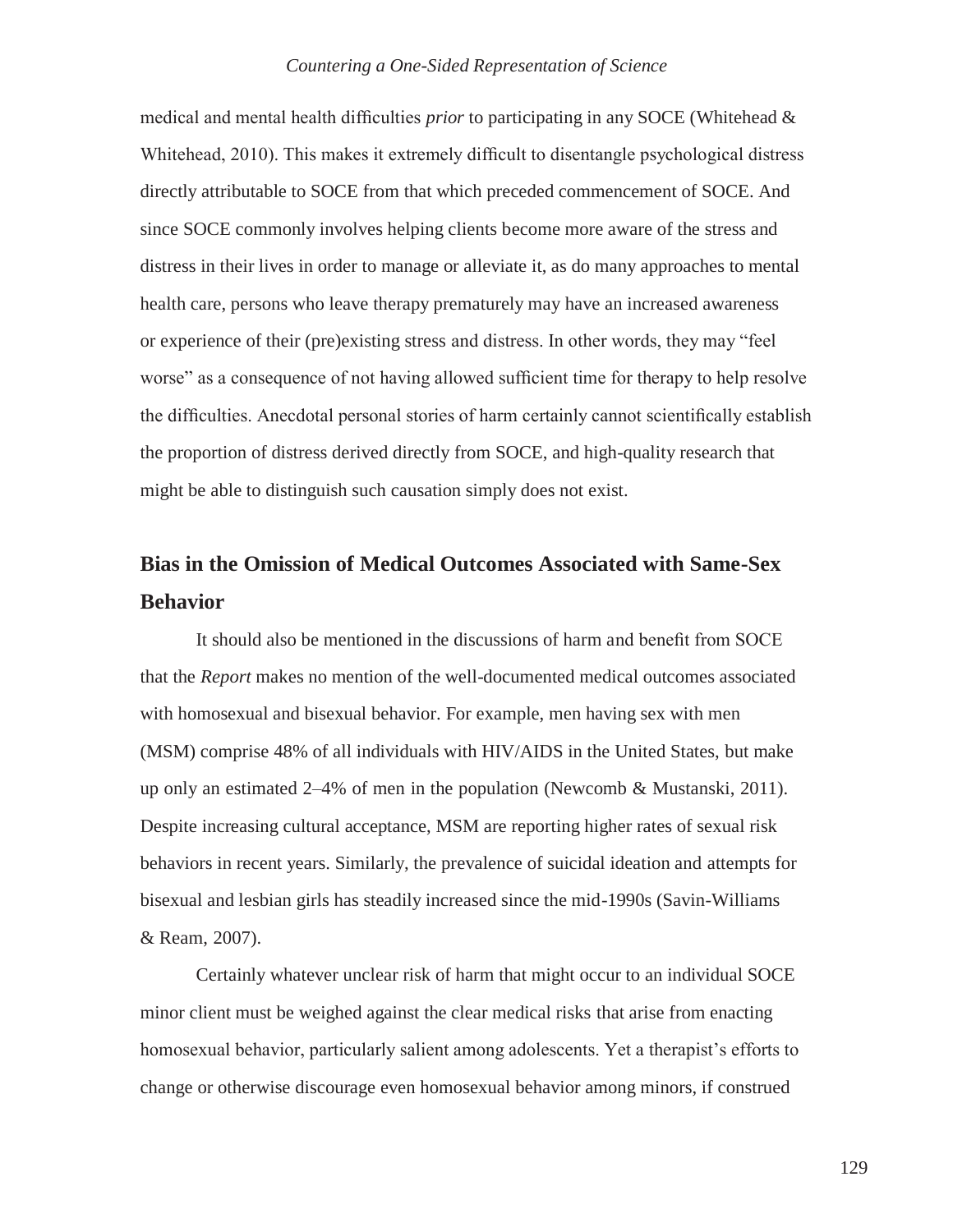medical and mental health difficulties *prior* to participating in any SOCE (Whitehead & Whitehead, 2010). This makes it extremely difficult to disentangle psychological distress directly attributable to SOCE from that which preceded commencement of SOCE. And since SOCE commonly involves helping clients become more aware of the stress and distress in their lives in order to manage or alleviate it, as do many approaches to mental health care, persons who leave therapy prematurely may have an increased awareness or experience of their (pre)existing stress and distress. In other words, they may "feel worse" as a consequence of not having allowed sufficient time for therapy to help resolve the difficulties. Anecdotal personal stories of harm certainly cannot scientifically establish the proportion of distress derived directly from SOCE, and high-quality research that might be able to distinguish such causation simply does not exist.

## Bias in the Omission of Medical Outcomes Associated with Same-Sex Behavior

It should also be mentioned in the discussions of harm and benefit from SOCE that the *Report* makes no mention of the well-documented medical outcomes associated with homosexual and bisexual behavior. For example, men having sex with men (MSM) comprise 48% of all individuals with HIV/AIDS in the United States, but make up only an estimated 2–4% of men in the population (Newcomb & Mustanski, 2011). Despite increasing cultural acceptance, MSM are reporting higher rates of sexual risk behaviors in recent years. Similarly, the prevalence of suicidal ideation and attempts for bisexual and lesbian girls has steadily increased since the mid-1990s (Savin-Williams & Ream, 2007).

Certainly whatever unclear risk of harm that might occur to an individual SOCE minor client must be weighed against the clear medical risks that arise from enacting homosexual behavior, particularly salient among adolescents. Yet a therapist's efforts to change or otherwise discourage even homosexual behavior among minors, if construed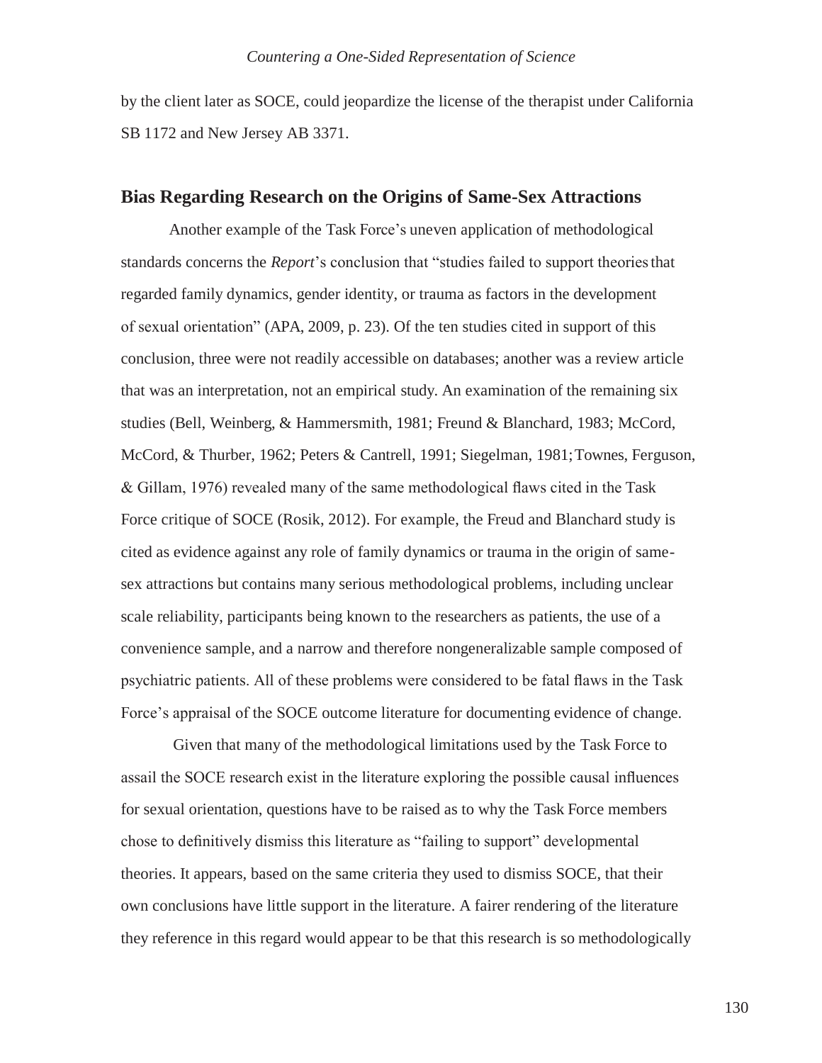by the client later as SOCE, could jeopardize the license of the therapist under California SB 1172 and New Jersey AB 3371.

## Bias Regarding Research on the Origins of Same-Sex Attractions

Another example of the Task Force's uneven application of methodological standards concerns the *Report*'s conclusion that "studies failed to support theories that regarded family dynamics, gender identity, or trauma as factors in the development of sexual orientation" (APA, 2009, p. 23). Of the ten studies cited in support of this conclusion, three were not readily accessible on databases; another was a review article that was an interpretation, not an empirical study. An examination of the remaining six studies (Bell, Weinberg, & Hammersmith, 1981; Freund & Blanchard, 1983; McCord, McCord, & Thurber, 1962; Peters & Cantrell, 1991; Siegelman, 1981; Townes, Ferguson, & Gillam, 1976) revealed many of the same methodological flaws cited in the Task Force critique of SOCE (Rosik, 2012). For example, the Freud and Blanchard study is cited as evidence against any role of family dynamics or trauma in the origin of same-sex attractions but contains many serious methodological problems, including unclear scale reliability, participants being known to the researchers as patients, the use of a convenience sample, and a narrow and therefore nongeneralizable sample composed of psychiatric patients. All of these problems were considered to be fatal flaws in the Task Force's appraisal of the SOCE outcome literature for documenting evidence of change.

Given that many of the methodological limitations used by the Task Force to assail the SOCE research exist in the literature exploring the possible causal influences for sexual orientation, questions have to be raised as to why the Task Force members chose to definitively dismiss this literature as "failing to support" developmental theories. It appears, based on the same criteria they used to dismiss SOCE, that their own conclusions have little support in the literature. A fairer rendering of the literature they reference in this regard would appear to be that this research is so methodologically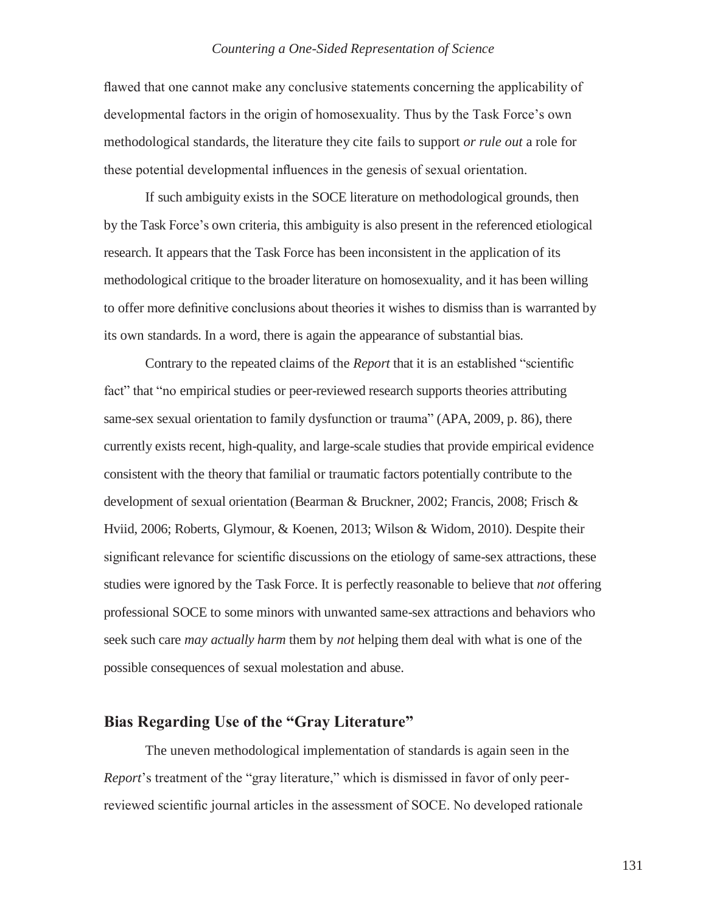flawed that one cannot make any conclusive statements concerning the applicability of developmental factors in the origin of homosexuality. Thus by the Task Force's own methodological standards, the literature they cite fails to support *or rule out* a role for these potential developmental influences in the genesis of sexual orientation.

If such ambiguity exists in the SOCE literature on methodological grounds, then by the Task Force's own criteria, this ambiguity is also present in the referenced etiological research. It appears that the Task Force has been inconsistent in the application of its methodological critique to the broader literature on homosexuality, and it has been willing to offer more definitive conclusions about theories it wishes to dismiss than is warranted by its own standards. In a word, there is again the appearance of substantial bias.

Contrary to the repeated claims of the *Report* that it is an established "scientific fact" that "no empirical studies or peer-reviewed research supports theories attributing same-sex sexual orientation to family dysfunction or trauma" (APA, 2009, p. 86), there currently exists recent, high-quality, and large-scale studies that provide empirical evidence consistent with the theory that familial or traumatic factors potentially contribute to the development of sexual orientation (Bearman & Bruckner, 2002; Francis, 2008; Frisch & Hviid, 2006; Roberts, Glymour, & Koenen, 2013; Wilson & Widom, 2010). Despite their significant relevance for scientific discussions on the etiology of same-sex attractions, these studies were ignored by the Task Force. It is perfectly reasonable to believe that *not* offering professional SOCE to some minors with unwanted same-sex attractions and behaviors who seek such care *may actually harm* them by *not* helping them deal with what is one of the possible consequences of sexual molestation and abuse.

## Bias Regarding Use of the "Gray Literature"

The uneven methodological implementation of standards is again seen in the *Report*'s treatment of the "gray literature," which is dismissed in favor of only peer-reviewed scientific journal articles in the assessment of SOCE. No developed rationale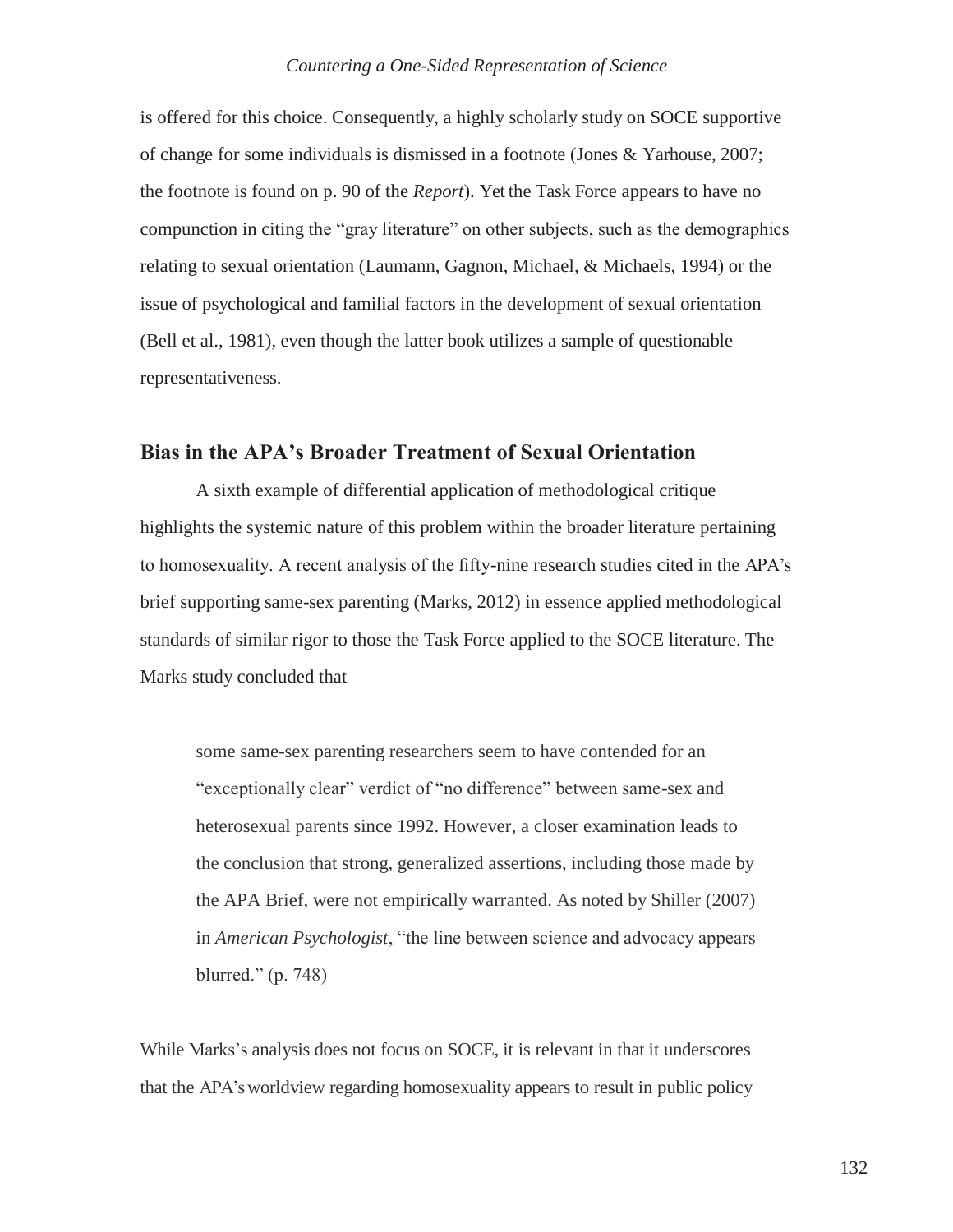is offered for this choice. Consequently, a highly scholarly study on SOCE supportive of change for some individuals is dismissed in a footnote (Jones & Yarhouse, 2007; the footnote is found on p. 90 of the *Report*). Yet the Task Force appears to have no compunction in citing the "gray literature" on other subjects, such as the demographics relating to sexual orientation (Laumann, Gagnon, Michael, & Michaels, 1994) or the issue of psychological and familial factors in the development of sexual orientation (Bell et al., 1981), even though the latter book utilizes a sample of questionable representativeness.

## Bias in the APA's Broader Treatment of Sexual Orientation

A sixth example of differential application of methodological critique highlights the systemic nature of this problem within the broader literature pertaining to homosexuality. A recent analysis of the fifty-nine research studies cited in the APA's brief supporting same-sex parenting (Marks, 2012) in essence applied methodological standards of similar rigor to those the Task Force applied to the SOCE literature. The Marks study concluded that

> some same-sex parenting researchers seem to have contended for an "exceptionally clear" verdict of "no difference" between same-sex and heterosexual parents since 1992. However, a closer examination leads to the conclusion that strong, generalized assertions, including those made by the APA Brief, were not empirically warranted. As noted by Shiller (2007) in *American Psychologist*, "the line between science and advocacy appears blurred." (p. 748)

While Marks's analysis does not focus on SOCE, it is relevant in that it underscores that the APA's worldview regarding homosexuality appears to result in public policy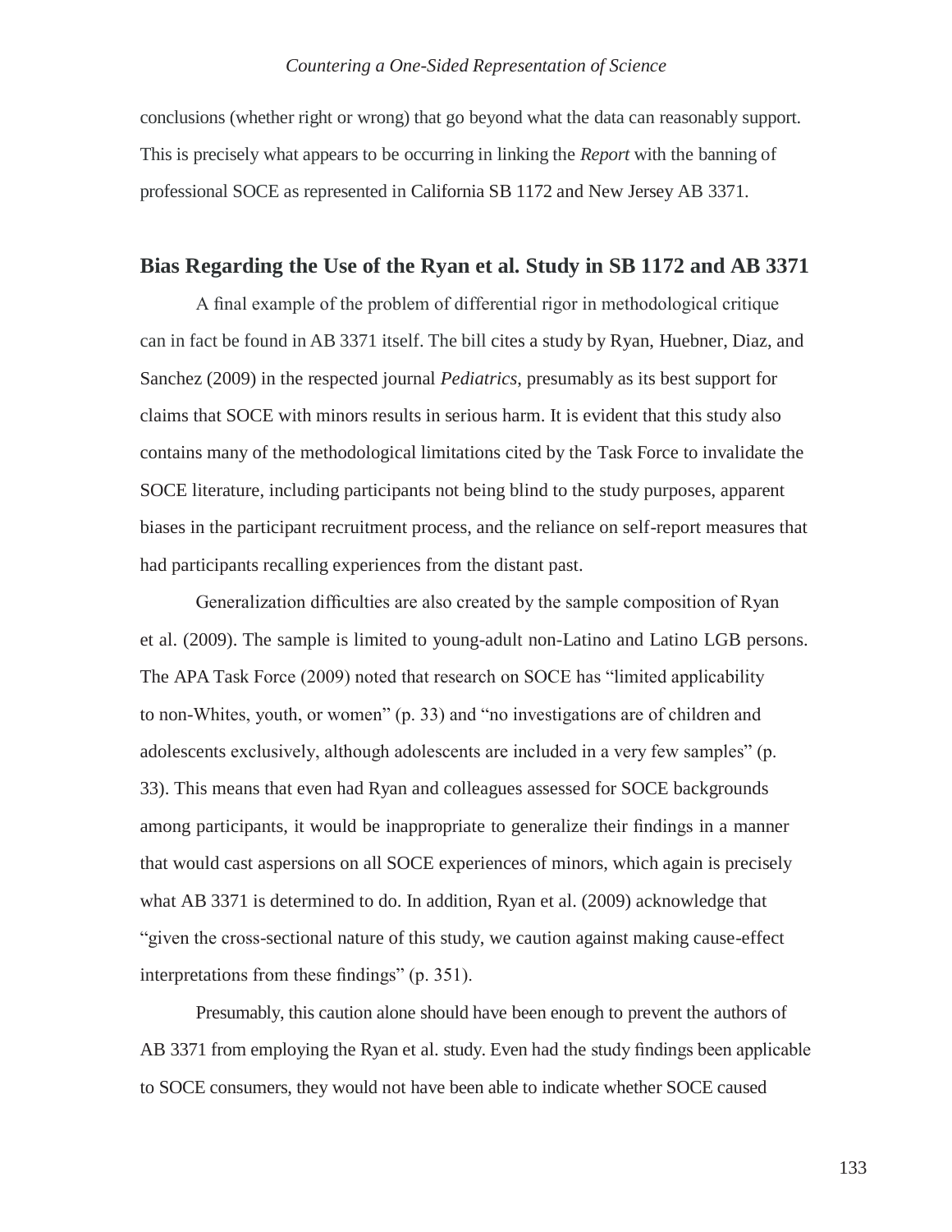conclusions (whether right or wrong) that go beyond what the data can reasonably support. This is precisely what appears to be occurring in linking the *Report* with the banning of professional SOCE as represented in California SB 1172 and New Jersey AB 3371.

## Bias Regarding the Use of the Ryan et al. Study in SB 1172 and AB 3371

A final example of the problem of differential rigor in methodological critique can in fact be found in AB 3371 itself. The bill cites a study by Ryan, Huebner, Diaz, and Sanchez (2009) in the respected journal *Pediatrics*, presumably as its best support for claims that SOCE with minors results in serious harm. It is evident that this study also contains many of the methodological limitations cited by the Task Force to invalidate the SOCE literature, including participants not being blind to the study purposes, apparent biases in the participant recruitment process, and the reliance on self-report measures that had participants recalling experiences from the distant past.

Generalization difficulties are also created by the sample composition of Ryan et al. (2009). The sample is limited to young-adult non-Latino and Latino LGB persons. The APA Task Force (2009) noted that research on SOCE has "limited applicability to non-Whites, youth, or women" (p. 33) and "no investigations are of children and adolescents exclusively, although adolescents are included in a very few samples" (p. 33). This means that even had Ryan and colleagues assessed for SOCE backgrounds among participants, it would be inappropriate to generalize their findings in a manner that would cast aspersions on all SOCE experiences of minors, which again is precisely what AB 3371 is determined to do. In addition, Ryan et al. (2009) acknowledge that "given the cross-sectional nature of this study, we caution against making cause-effect interpretations from these findings" (p. 351).

Presumably, this caution alone should have been enough to prevent the authors of AB 3371 from employing the Ryan et al. study. Even had the study findings been applicable to SOCE consumers, they would not have been able to indicate whether SOCE caused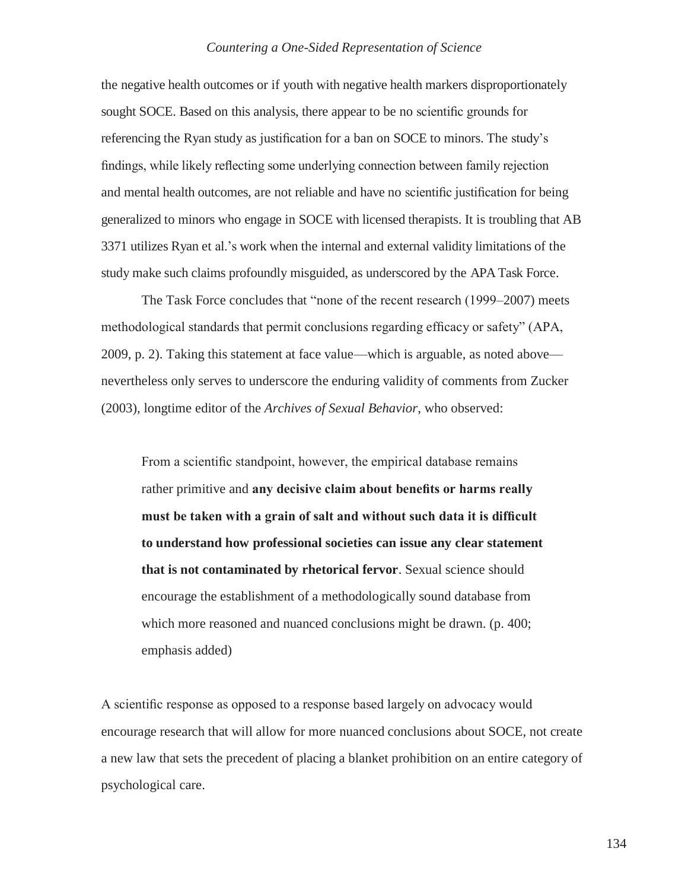the negative health outcomes or if youth with negative health markers disproportionately sought SOCE. Based on this analysis, there appear to be no scientific grounds for referencing the Ryan study as justification for a ban on SOCE to minors. The study's findings, while likely reflecting some underlying connection between family rejection and mental health outcomes, are not reliable and have no scientific justification for being generalized to minors who engage in SOCE with licensed therapists. It is troubling that AB 3371 utilizes Ryan et al.'s work when the internal and external validity limitations of the study make such claims profoundly misguided, as underscored by the APA Task Force.

The Task Force concludes that "none of the recent research (1999–2007) meets methodological standards that permit conclusions regarding efficacy or safety" (APA, 2009, p. 2). Taking this statement at face value—which is arguable, as noted above—nevertheless only serves to underscore the enduring validity of comments from Zucker (2003), longtime editor of the *Archives of Sexual Behavior*, who observed:

> From a scientific standpoint, however, the empirical database remains rather primitive and **any decisive claim about benefits or harms really must be taken with a grain of salt and without such data it is difficult to understand how professional societies can issue any clear statement that is not contaminated by rhetorical fervor**. Sexual science should encourage the establishment of a methodologically sound database from which more reasoned and nuanced conclusions might be drawn. (p. 400; emphasis added)

A scientific response as opposed to a response based largely on advocacy would encourage research that will allow for more nuanced conclusions about SOCE, not create a new law that sets the precedent of placing a blanket prohibition on an entire category of psychological care.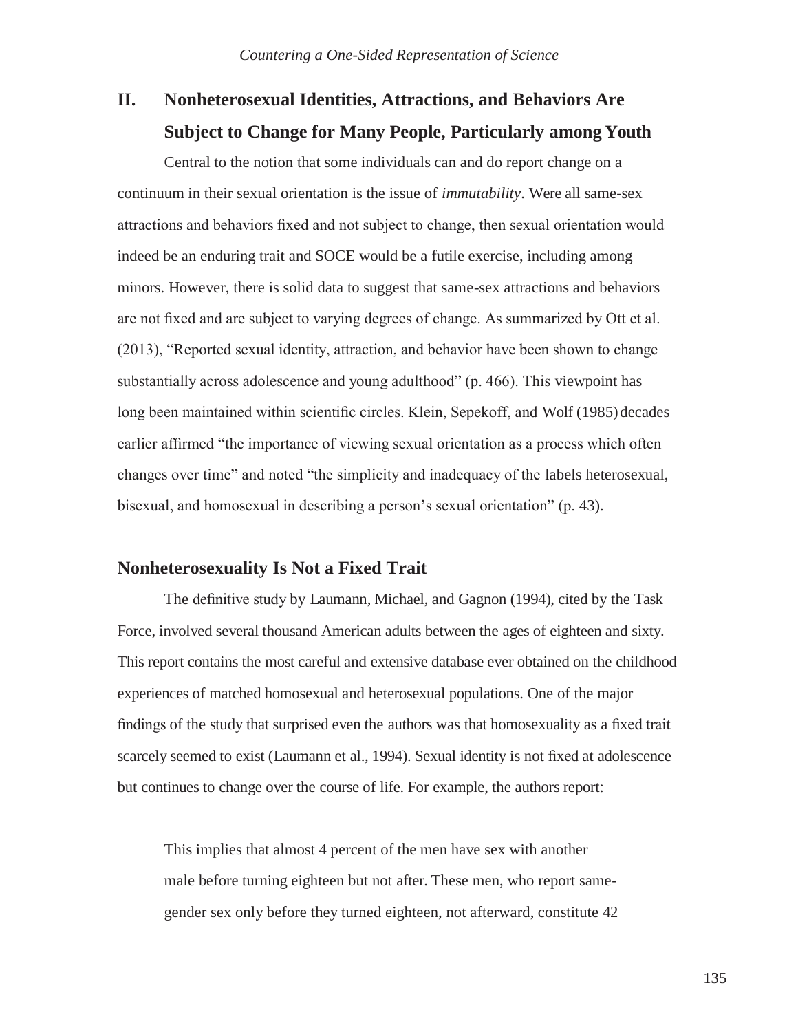## II. Nonheterosexual Identities, Attractions, and Behaviors Are Subject to Change for Many People, Particularly among Youth

Central to the notion that some individuals can and do report change on a continuum in their sexual orientation is the issue of *immutability*. Were all same-sex attractions and behaviors fixed and not subject to change, then sexual orientation would indeed be an enduring trait and SOCE would be a futile exercise, including among minors. However, there is solid data to suggest that same-sex attractions and behaviors are not fixed and are subject to varying degrees of change. As summarized by Ott et al. (2013), "Reported sexual identity, attraction, and behavior have been shown to change substantially across adolescence and young adulthood" (p. 466). This viewpoint has long been maintained within scientific circles. Klein, Sepekoff, and Wolf (1985) decades earlier affirmed "the importance of viewing sexual orientation as a process which often changes over time" and noted "the simplicity and inadequacy of the labels heterosexual, bisexual, and homosexual in describing a person's sexual orientation" (p. 43).

### Nonheterosexuality Is Not a Fixed Trait

The definitive study by Laumann, Michael, and Gagnon (1994), cited by the Task Force, involved several thousand American adults between the ages of eighteen and sixty. This report contains the most careful and extensive database ever obtained on the childhood experiences of matched homosexual and heterosexual populations. One of the major findings of the study that surprised even the authors was that homosexuality as a fixed trait scarcely seemed to exist (Laumann et al., 1994). Sexual identity is not fixed at adolescence but continues to change over the course of life. For example, the authors report:

> This implies that almost 4 percent of the men have sex with another male before turning eighteen but not after. These men, who report same-gender sex only before they turned eighteen, not afterward, constitute 42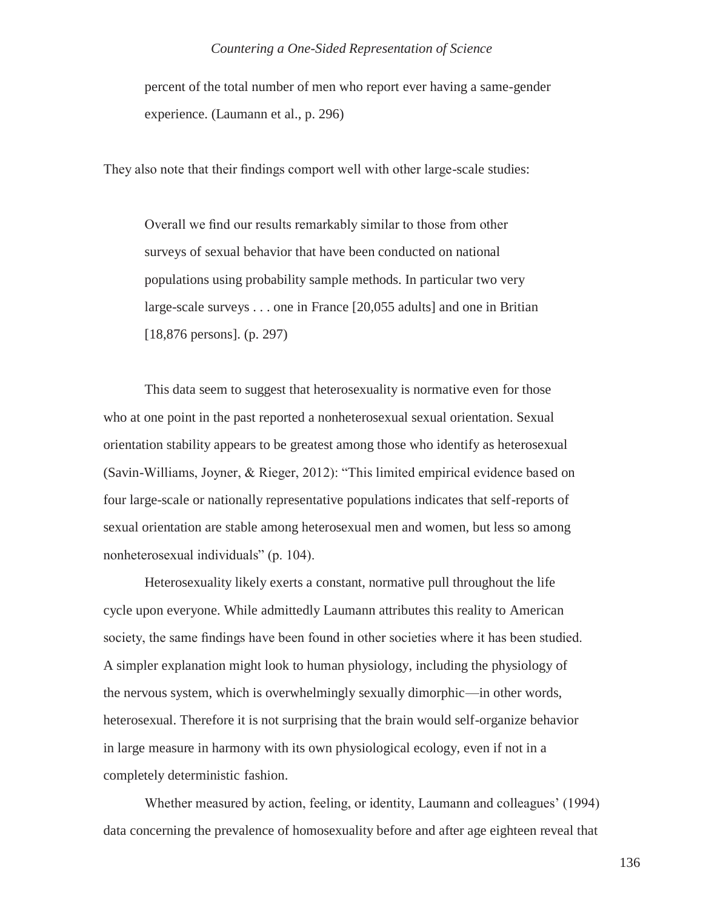> percent of the total number of men who report ever having a same-gender experience. (Laumann et al., p. 296)

They also note that their findings comport well with other large-scale studies:

> Overall we find our results remarkably similar to those from other surveys of sexual behavior that have been conducted on national populations using probability sample methods. In particular two very large-scale surveys . . . one in France [20,055 adults] and one in Britian [18,876 persons]. (p. 297)

This data seem to suggest that heterosexuality is normative even for those who at one point in the past reported a nonheterosexual sexual orientation. Sexual orientation stability appears to be greatest among those who identify as heterosexual (Savin-Williams, Joyner, & Rieger, 2012): "This limited empirical evidence based on four large-scale or nationally representative populations indicates that self-reports of sexual orientation are stable among heterosexual men and women, but less so among nonheterosexual individuals" (p. 104).

Heterosexuality likely exerts a constant, normative pull throughout the life cycle upon everyone. While admittedly Laumann attributes this reality to American society, the same findings have been found in other societies where it has been studied. A simpler explanation might look to human physiology, including the physiology of the nervous system, which is overwhelmingly sexually dimorphic—in other words, heterosexual. Therefore it is not surprising that the brain would self-organize behavior in large measure in harmony with its own physiological ecology, even if not in a completely deterministic fashion.

Whether measured by action, feeling, or identity, Laumann and colleagues' (1994) data concerning the prevalence of homosexuality before and after age eighteen reveal that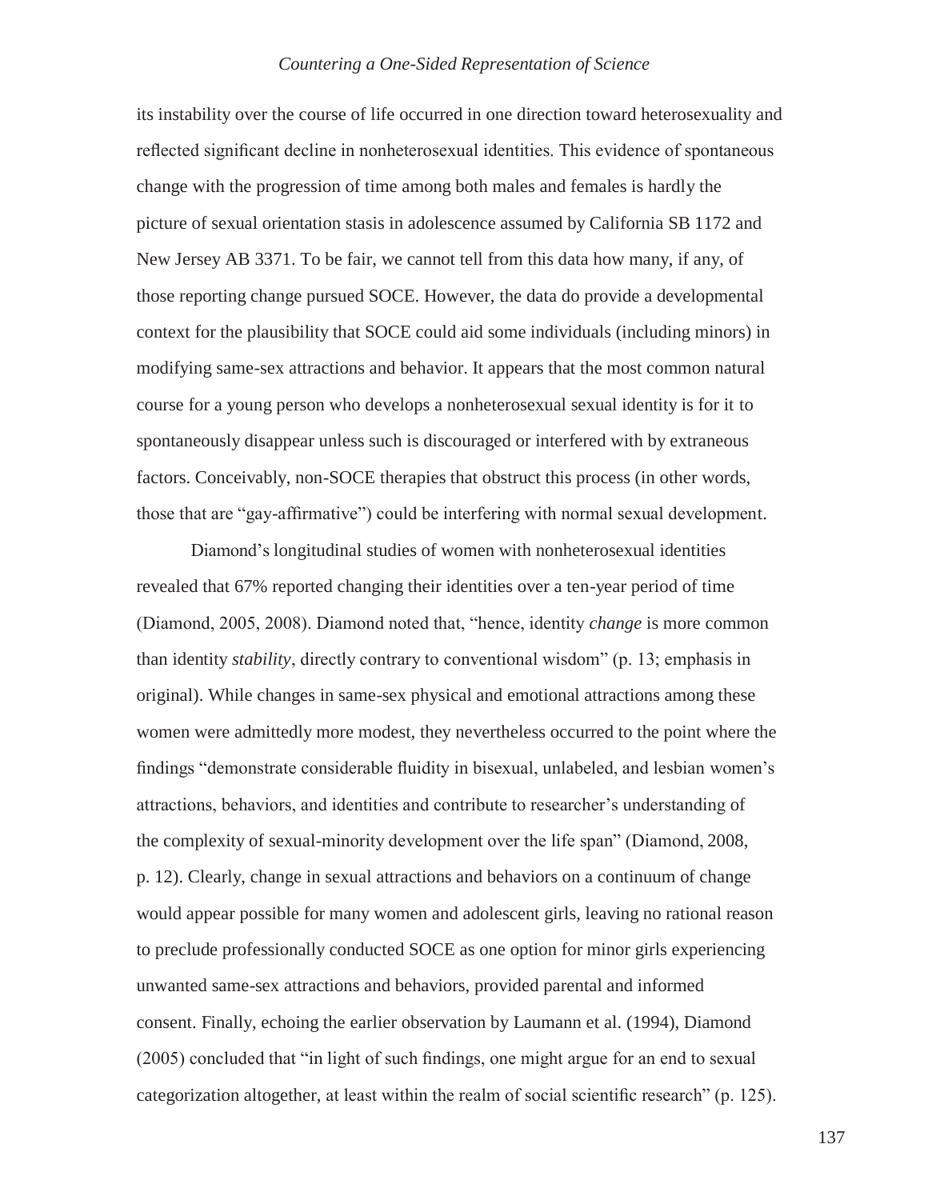its instability over the course of life occurred in one direction toward heterosexuality and reflected significant decline in nonheterosexual identities. This evidence of spontaneous change with the progression of time among both males and females is hardly the picture of sexual orientation stasis in adolescence assumed by California SB 1172 and New Jersey AB 3371. To be fair, we cannot tell from this data how many, if any, of those reporting change pursued SOCE. However, the data do provide a developmental context for the plausibility that SOCE could aid some individuals (including minors) in modifying same-sex attractions and behavior. It appears that the most common natural course for a young person who develops a nonheterosexual sexual identity is for it to spontaneously disappear unless such is discouraged or interfered with by extraneous factors. Conceivably, non-SOCE therapies that obstruct this process (in other words, those that are "gay-affirmative") could be interfering with normal sexual development.

Diamond's longitudinal studies of women with nonheterosexual identities revealed that 67% reported changing their identities over a ten-year period of time (Diamond, 2005, 2008). Diamond noted that, "hence, identity *change* is more common than identity *stability*, directly contrary to conventional wisdom" (p. 13; emphasis in original). While changes in same-sex physical and emotional attractions among these women were admittedly more modest, they nevertheless occurred to the point where the findings "demonstrate considerable fluidity in bisexual, unlabeled, and lesbian women's attractions, behaviors, and identities and contribute to researcher's understanding of the complexity of sexual-minority development over the life span" (Diamond, 2008, p. 12). Clearly, change in sexual attractions and behaviors on a continuum of change would appear possible for many women and adolescent girls, leaving no rational reason to preclude professionally conducted SOCE as one option for minor girls experiencing unwanted same-sex attractions and behaviors, provided parental and informed consent. Finally, echoing the earlier observation by Laumann et al. (1994), Diamond (2005) concluded that "in light of such findings, one might argue for an end to sexual categorization altogether, at least within the realm of social scientific research" (p. 125).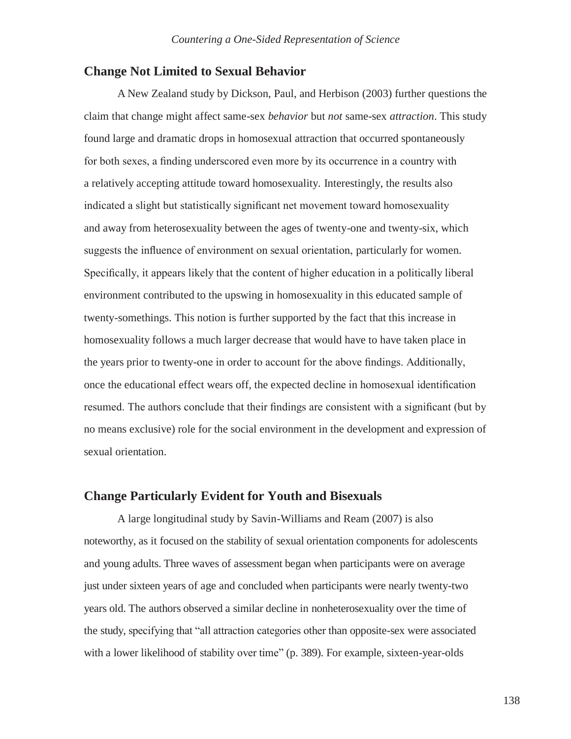## Change Not Limited to Sexual Behavior

A New Zealand study by Dickson, Paul, and Herbison (2003) further questions the claim that change might affect same-sex *behavior* but *not* same-sex *attraction*. This study found large and dramatic drops in homosexual attraction that occurred spontaneously for both sexes, a finding underscored even more by its occurrence in a country with a relatively accepting attitude toward homosexuality. Interestingly, the results also indicated a slight but statistically significant net movement toward homosexuality and away from heterosexuality between the ages of twenty-one and twenty-six, which suggests the influence of environment on sexual orientation, particularly for women. Specifically, it appears likely that the content of higher education in a politically liberal environment contributed to the upswing in homosexuality in this educated sample of twenty-somethings. This notion is further supported by the fact that this increase in homosexuality follows a much larger decrease that would have to have taken place in the years prior to twenty-one in order to account for the above findings. Additionally, once the educational effect wears off, the expected decline in homosexual identification resumed. The authors conclude that their findings are consistent with a significant (but by no means exclusive) role for the social environment in the development and expression of sexual orientation.

## Change Particularly Evident for Youth and Bisexuals

A large longitudinal study by Savin-Williams and Ream (2007) is also noteworthy, as it focused on the stability of sexual orientation components for adolescents and young adults. Three waves of assessment began when participants were on average just under sixteen years of age and concluded when participants were nearly twenty-two years old. The authors observed a similar decline in nonheterosexuality over the time of the study, specifying that "all attraction categories other than opposite-sex were associated with a lower likelihood of stability over time" (p. 389). For example, sixteen-year-olds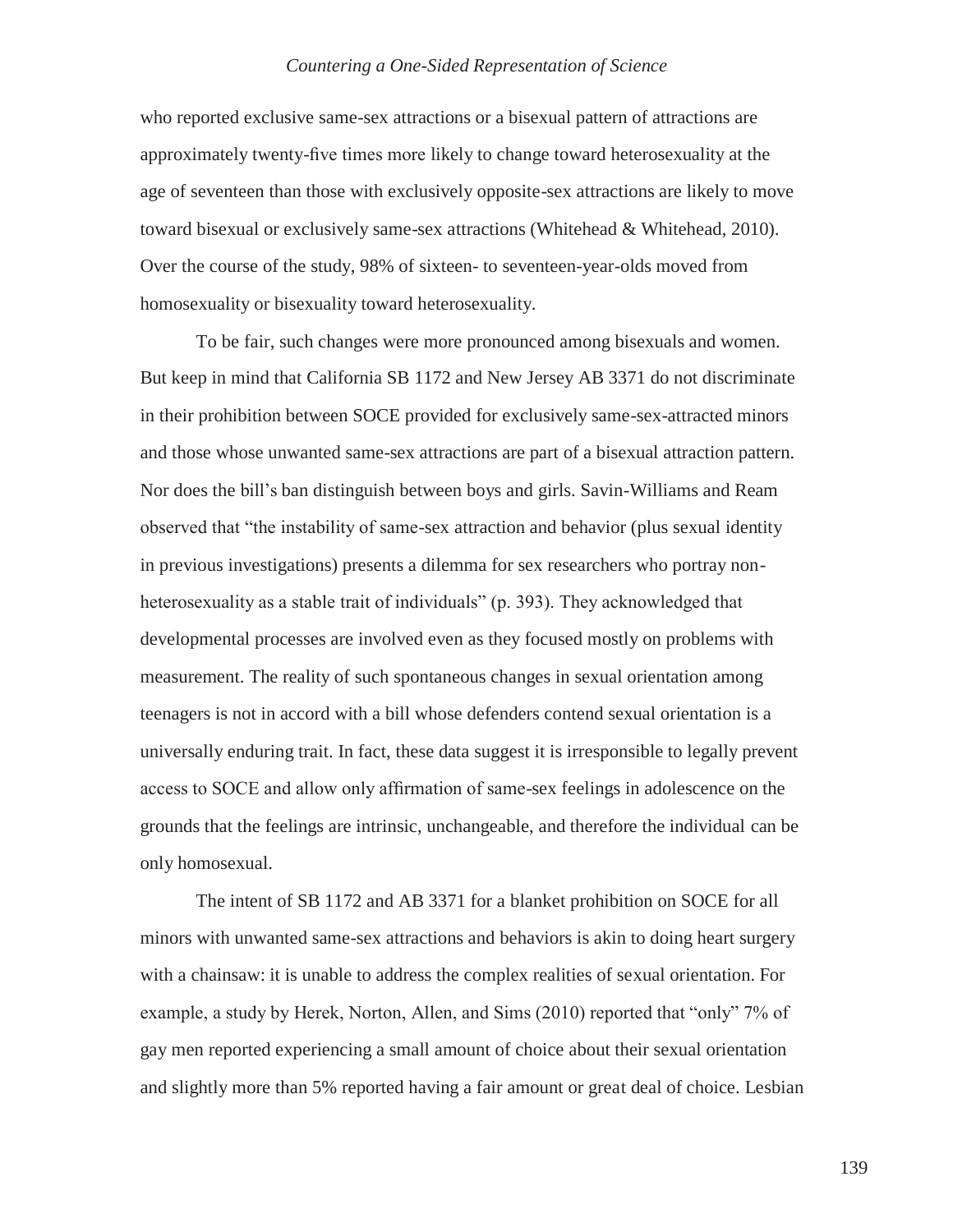who reported exclusive same-sex attractions or a bisexual pattern of attractions are approximately twenty-five times more likely to change toward heterosexuality at the age of seventeen than those with exclusively opposite-sex attractions are likely to move toward bisexual or exclusively same-sex attractions (Whitehead & Whitehead, 2010). Over the course of the study, 98% of sixteen- to seventeen-year-olds moved from homosexuality or bisexuality toward heterosexuality.

To be fair, such changes were more pronounced among bisexuals and women. But keep in mind that California SB 1172 and New Jersey AB 3371 do not discriminate in their prohibition between SOCE provided for exclusively same-sex-attracted minors and those whose unwanted same-sex attractions are part of a bisexual attraction pattern. Nor does the bill's ban distinguish between boys and girls. Savin-Williams and Ream observed that "the instability of same-sex attraction and behavior (plus sexual identity in previous investigations) presents a dilemma for sex researchers who portray non-heterosexuality as a stable trait of individuals" (p. 393). They acknowledged that developmental processes are involved even as they focused mostly on problems with measurement. The reality of such spontaneous changes in sexual orientation among teenagers is not in accord with a bill whose defenders contend sexual orientation is a universally enduring trait. In fact, these data suggest it is irresponsible to legally prevent access to SOCE and allow only affirmation of same-sex feelings in adolescence on the grounds that the feelings are intrinsic, unchangeable, and therefore the individual can be only homosexual.

The intent of SB 1172 and AB 3371 for a blanket prohibition on SOCE for all minors with unwanted same-sex attractions and behaviors is akin to doing heart surgery with a chainsaw: it is unable to address the complex realities of sexual orientation. For example, a study by Herek, Norton, Allen, and Sims (2010) reported that "only" 7% of gay men reported experiencing a small amount of choice about their sexual orientation and slightly more than 5% reported having a fair amount or great deal of choice. Lesbian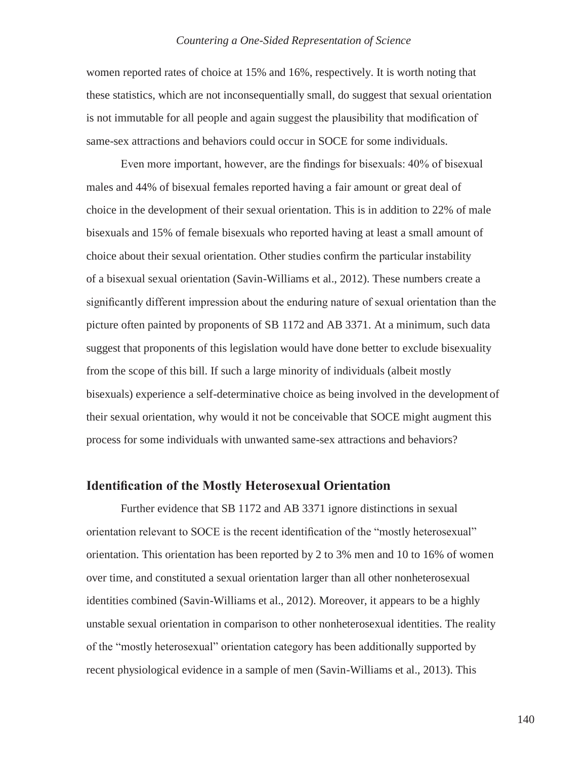women reported rates of choice at 15% and 16%, respectively. It is worth noting that these statistics, which are not inconsequentially small, do suggest that sexual orientation is not immutable for all people and again suggest the plausibility that modification of same-sex attractions and behaviors could occur in SOCE for some individuals.

Even more important, however, are the findings for bisexuals: 40% of bisexual males and 44% of bisexual females reported having a fair amount or great deal of choice in the development of their sexual orientation. This is in addition to 22% of male bisexuals and 15% of female bisexuals who reported having at least a small amount of choice about their sexual orientation. Other studies confirm the particular instability of a bisexual sexual orientation (Savin-Williams et al., 2012). These numbers create a significantly different impression about the enduring nature of sexual orientation than the picture often painted by proponents of SB 1172 and AB 3371. At a minimum, such data suggest that proponents of this legislation would have done better to exclude bisexuality from the scope of this bill. If such a large minority of individuals (albeit mostly bisexuals) experience a self-determinative choice as being involved in the development of their sexual orientation, why would it not be conceivable that SOCE might augment this process for some individuals with unwanted same-sex attractions and behaviors?

## Identification of the Mostly Heterosexual Orientation

Further evidence that SB 1172 and AB 3371 ignore distinctions in sexual orientation relevant to SOCE is the recent identification of the "mostly heterosexual" orientation. This orientation has been reported by 2 to 3% men and 10 to 16% of women over time, and constituted a sexual orientation larger than all other nonheterosexual identities combined (Savin-Williams et al., 2012). Moreover, it appears to be a highly unstable sexual orientation in comparison to other nonheterosexual identities. The reality of the "mostly heterosexual" orientation category has been additionally supported by recent physiological evidence in a sample of men (Savin-Williams et al., 2013). This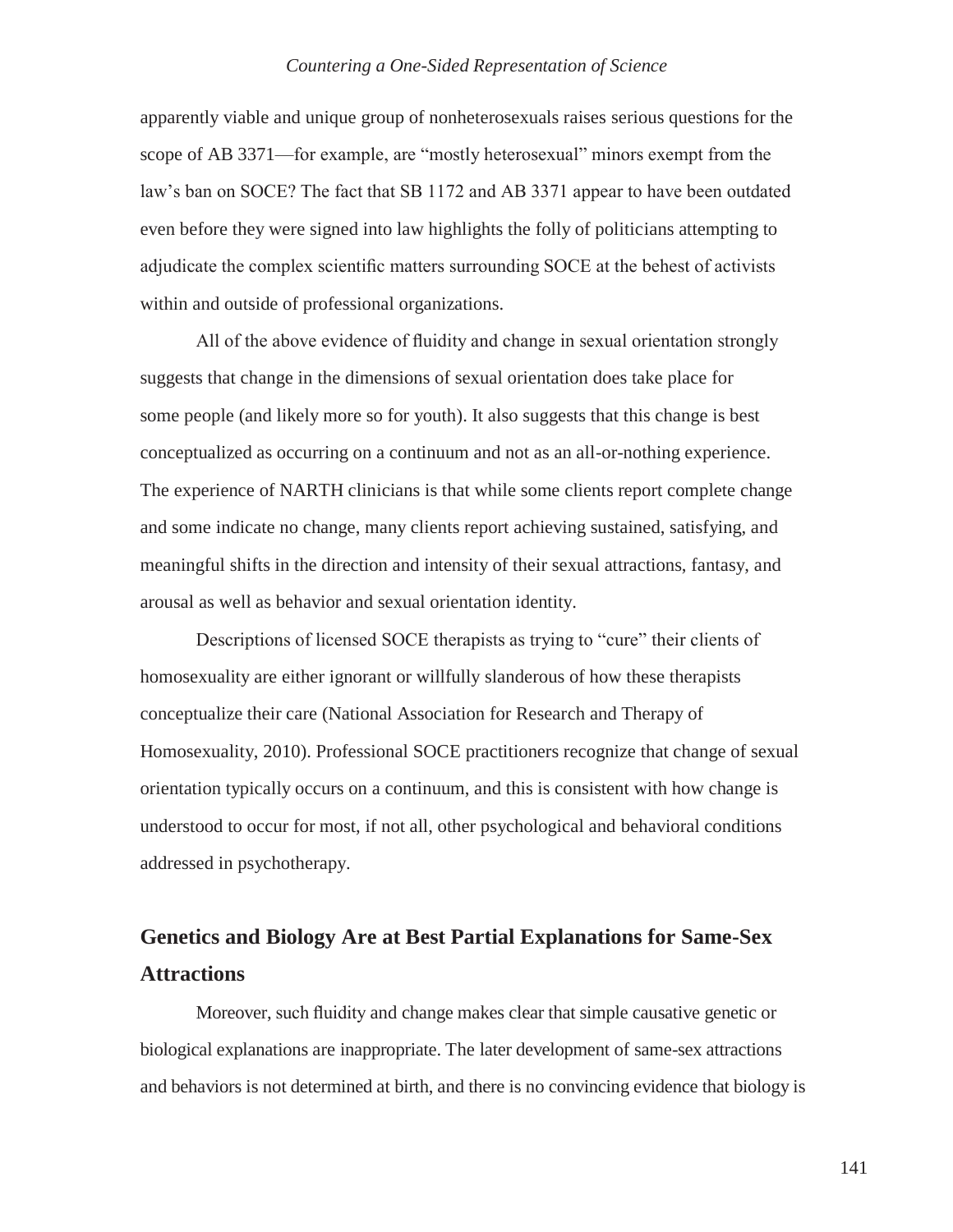apparently viable and unique group of nonheterosexuals raises serious questions for the scope of AB 3371—for example, are "mostly heterosexual" minors exempt from the law's ban on SOCE? The fact that SB 1172 and AB 3371 appear to have been outdated even before they were signed into law highlights the folly of politicians attempting to adjudicate the complex scientific matters surrounding SOCE at the behest of activists within and outside of professional organizations.

All of the above evidence of fluidity and change in sexual orientation strongly suggests that change in the dimensions of sexual orientation does take place for some people (and likely more so for youth). It also suggests that this change is best conceptualized as occurring on a continuum and not as an all-or-nothing experience. The experience of NARTH clinicians is that while some clients report complete change and some indicate no change, many clients report achieving sustained, satisfying, and meaningful shifts in the direction and intensity of their sexual attractions, fantasy, and arousal as well as behavior and sexual orientation identity.

Descriptions of licensed SOCE therapists as trying to "cure" their clients of homosexuality are either ignorant or willfully slanderous of how these therapists conceptualize their care (National Association for Research and Therapy of Homosexuality, 2010). Professional SOCE practitioners recognize that change of sexual orientation typically occurs on a continuum, and this is consistent with how change is understood to occur for most, if not all, other psychological and behavioral conditions addressed in psychotherapy.

## Genetics and Biology Are at Best Partial Explanations for Same-Sex Attractions

Moreover, such fluidity and change makes clear that simple causative genetic or biological explanations are inappropriate. The later development of same-sex attractions and behaviors is not determined at birth, and there is no convincing evidence that biology is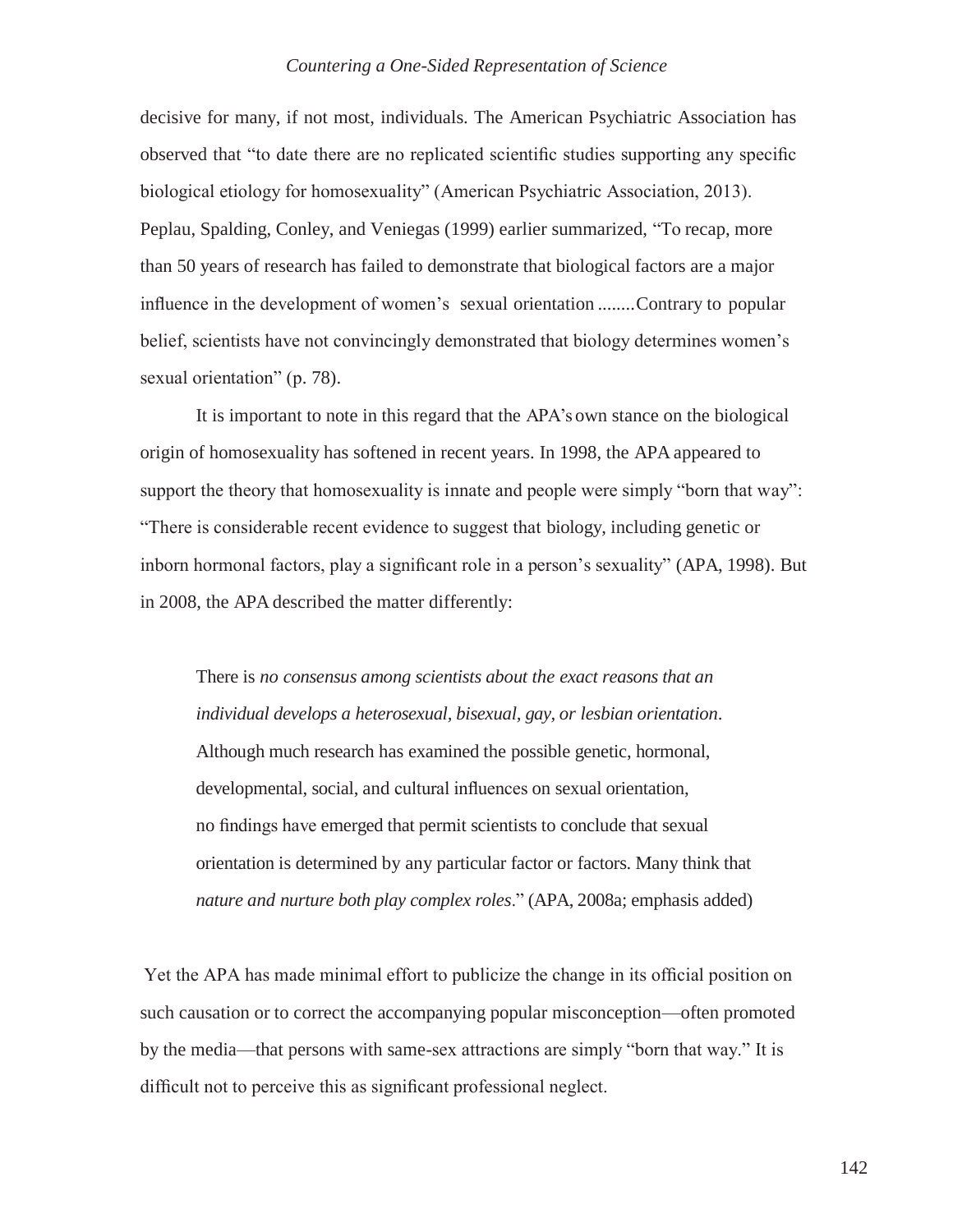decisive for many, if not most, individuals. The American Psychiatric Association has observed that "to date there are no replicated scientific studies supporting any specific biological etiology for homosexuality" (American Psychiatric Association, 2013). Peplau, Spalding, Conley, and Veniegas (1999) earlier summarized, "To recap, more than 50 years of research has failed to demonstrate that biological factors are a major influence in the development of women's sexual orientation ........Contrary to popular belief, scientists have not convincingly demonstrated that biology determines women's sexual orientation" (p. 78).

It is important to note in this regard that the APA's own stance on the biological origin of homosexuality has softened in recent years. In 1998, the APA appeared to support the theory that homosexuality is innate and people were simply "born that way": "There is considerable recent evidence to suggest that biology, including genetic or inborn hormonal factors, play a significant role in a person's sexuality" (APA, 1998). But in 2008, the APA described the matter differently:

> There is *no consensus among scientists about the exact reasons that an individual develops a heterosexual, bisexual, gay, or lesbian orientation*. Although much research has examined the possible genetic, hormonal, developmental, social, and cultural influences on sexual orientation, no findings have emerged that permit scientists to conclude that sexual orientation is determined by any particular factor or factors. Many think that *nature and nurture both play complex roles*." (APA, 2008a; emphasis added)

Yet the APA has made minimal effort to publicize the change in its official position on such causation or to correct the accompanying popular misconception—often promoted by the media—that persons with same-sex attractions are simply "born that way." It is difficult not to perceive this as significant professional neglect.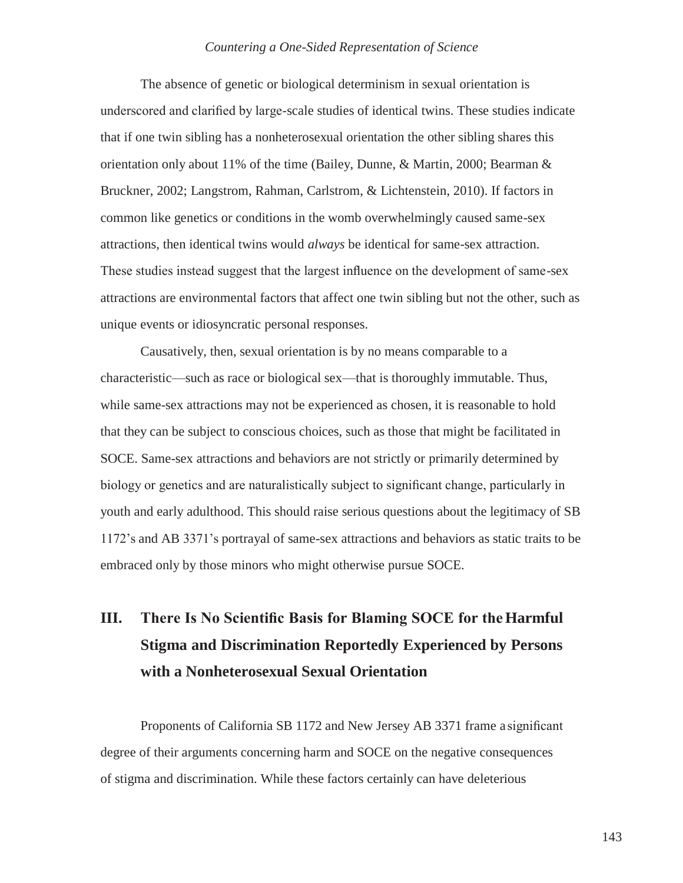The absence of genetic or biological determinism in sexual orientation is underscored and clarified by large-scale studies of identical twins. These studies indicate that if one twin sibling has a nonheterosexual orientation the other sibling shares this orientation only about 11% of the time (Bailey, Dunne, & Martin, 2000; Bearman & Bruckner, 2002; Langstrom, Rahman, Carlstrom, & Lichtenstein, 2010). If factors in common like genetics or conditions in the womb overwhelmingly caused same-sex attractions, then identical twins would *always* be identical for same-sex attraction. These studies instead suggest that the largest influence on the development of same-sex attractions are environmental factors that affect one twin sibling but not the other, such as unique events or idiosyncratic personal responses.

Causatively, then, sexual orientation is by no means comparable to a characteristic—such as race or biological sex—that is thoroughly immutable. Thus, while same-sex attractions may not be experienced as chosen, it is reasonable to hold that they can be subject to conscious choices, such as those that might be facilitated in SOCE. Same-sex attractions and behaviors are not strictly or primarily determined by biology or genetics and are naturalistically subject to significant change, particularly in youth and early adulthood. This should raise serious questions about the legitimacy of SB 1172's and AB 3371's portrayal of same-sex attractions and behaviors as static traits to be embraced only by those minors who might otherwise pursue SOCE.

## III. There Is No Scientific Basis for Blaming SOCE for the Harmful Stigma and Discrimination Reportedly Experienced by Persons with a Nonheterosexual Sexual Orientation

Proponents of California SB 1172 and New Jersey AB 3371 frame a significant degree of their arguments concerning harm and SOCE on the negative consequences of stigma and discrimination. While these factors certainly can have deleterious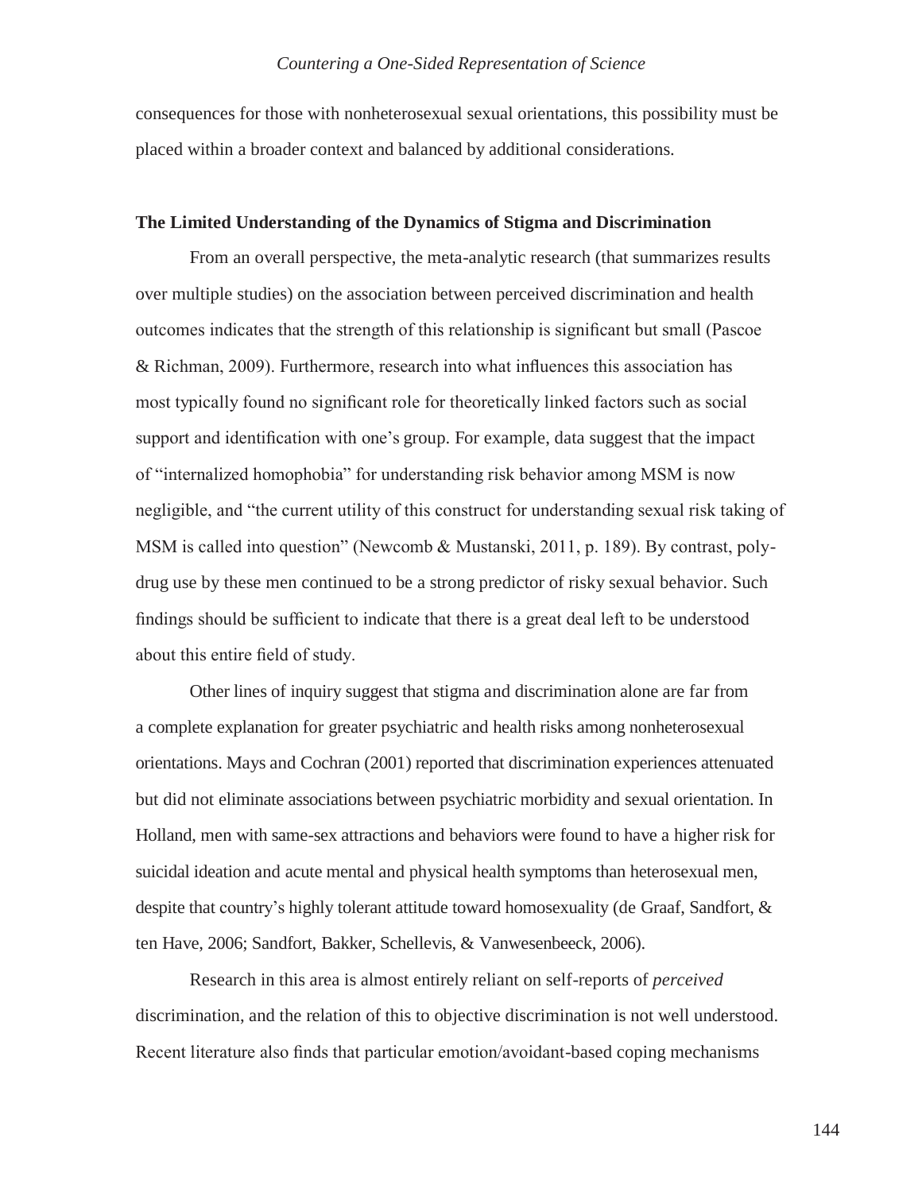consequences for those with nonheterosexual sexual orientations, this possibility must be placed within a broader context and balanced by additional considerations.

## The Limited Understanding of the Dynamics of Stigma and Discrimination

From an overall perspective, the meta-analytic research (that summarizes results over multiple studies) on the association between perceived discrimination and health outcomes indicates that the strength of this relationship is significant but small (Pascoe & Richman, 2009). Furthermore, research into what influences this association has most typically found no significant role for theoretically linked factors such as social support and identification with one's group. For example, data suggest that the impact of "internalized homophobia" for understanding risk behavior among MSM is now negligible, and "the current utility of this construct for understanding sexual risk taking of MSM is called into question" (Newcomb & Mustanski, 2011, p. 189). By contrast, poly-drug use by these men continued to be a strong predictor of risky sexual behavior. Such findings should be sufficient to indicate that there is a great deal left to be understood about this entire field of study.

Other lines of inquiry suggest that stigma and discrimination alone are far from a complete explanation for greater psychiatric and health risks among nonheterosexual orientations. Mays and Cochran (2001) reported that discrimination experiences attenuated but did not eliminate associations between psychiatric morbidity and sexual orientation. In Holland, men with same-sex attractions and behaviors were found to have a higher risk for suicidal ideation and acute mental and physical health symptoms than heterosexual men, despite that country's highly tolerant attitude toward homosexuality (de Graaf, Sandfort, & ten Have, 2006; Sandfort, Bakker, Schellevis, & Vanwesenbeeck, 2006).

Research in this area is almost entirely reliant on self-reports of *perceived* discrimination, and the relation of this to objective discrimination is not well understood. Recent literature also finds that particular emotion/avoidant-based coping mechanisms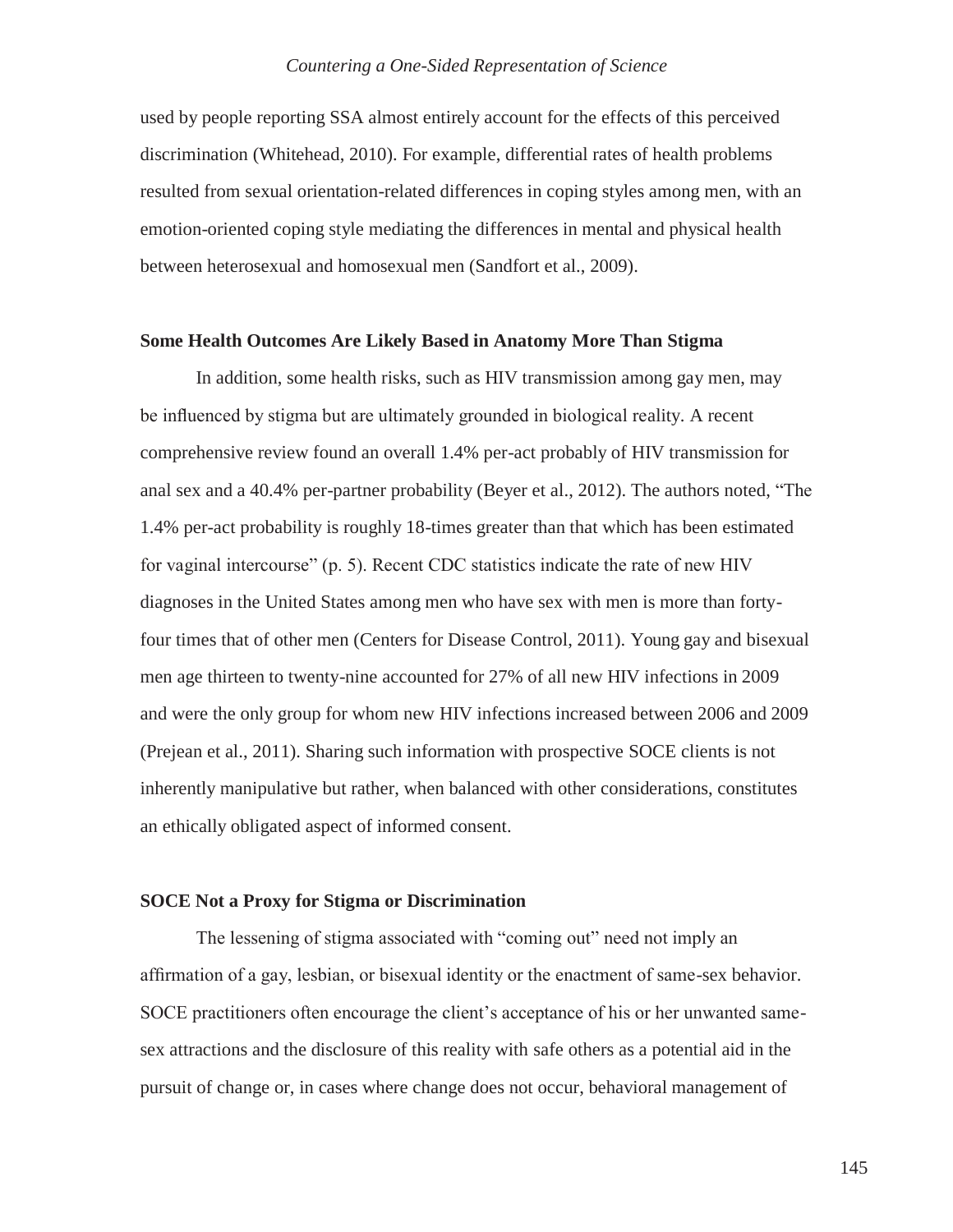used by people reporting SSA almost entirely account for the effects of this perceived discrimination (Whitehead, 2010). For example, differential rates of health problems resulted from sexual orientation-related differences in coping styles among men, with an emotion-oriented coping style mediating the differences in mental and physical health between heterosexual and homosexual men (Sandfort et al., 2009).

**Some Health Outcomes Are Likely Based in Anatomy More Than Stigma**

In addition, some health risks, such as HIV transmission among gay men, may be influenced by stigma but are ultimately grounded in biological reality. A recent comprehensive review found an overall 1.4% per-act probably of HIV transmission for anal sex and a 40.4% per-partner probability (Beyer et al., 2012). The authors noted, "The 1.4% per-act probability is roughly 18-times greater than that which has been estimated for vaginal intercourse" (p. 5). Recent CDC statistics indicate the rate of new HIV diagnoses in the United States among men who have sex with men is more than forty-four times that of other men (Centers for Disease Control, 2011). Young gay and bisexual men age thirteen to twenty-nine accounted for 27% of all new HIV infections in 2009 and were the only group for whom new HIV infections increased between 2006 and 2009 (Prejean et al., 2011). Sharing such information with prospective SOCE clients is not inherently manipulative but rather, when balanced with other considerations, constitutes an ethically obligated aspect of informed consent.

**SOCE Not a Proxy for Stigma or Discrimination**

The lessening of stigma associated with "coming out" need not imply an affirmation of a gay, lesbian, or bisexual identity or the enactment of same-sex behavior. SOCE practitioners often encourage the client's acceptance of his or her unwanted same-sex attractions and the disclosure of this reality with safe others as a potential aid in the pursuit of change or, in cases where change does not occur, behavioral management of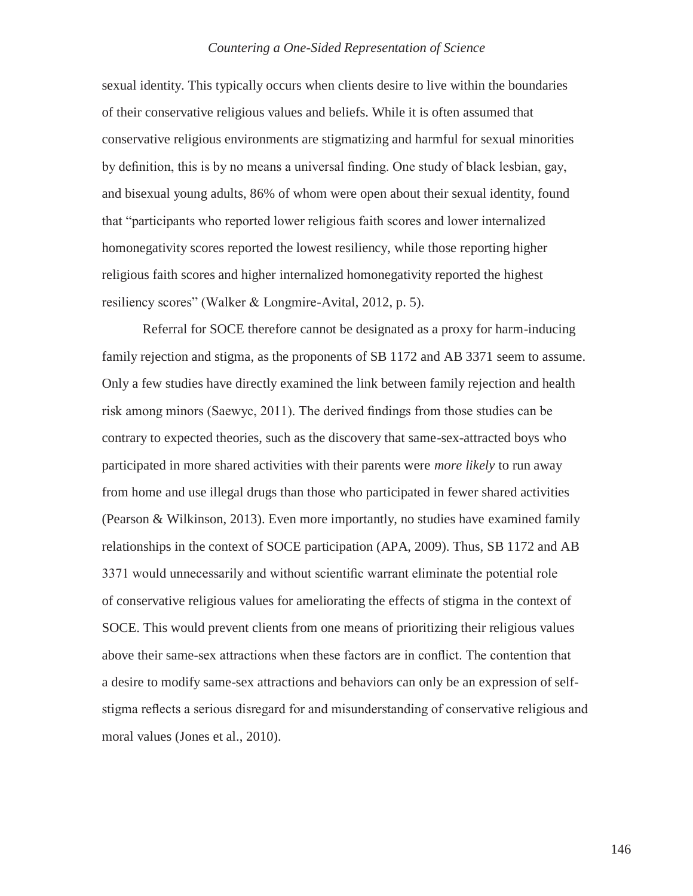sexual identity. This typically occurs when clients desire to live within the boundaries of their conservative religious values and beliefs. While it is often assumed that conservative religious environments are stigmatizing and harmful for sexual minorities by definition, this is by no means a universal finding. One study of black lesbian, gay, and bisexual young adults, 86% of whom were open about their sexual identity, found that "participants who reported lower religious faith scores and lower internalized homonegativity scores reported the lowest resiliency, while those reporting higher religious faith scores and higher internalized homonegativity reported the highest resiliency scores" (Walker & Longmire-Avital, 2012, p. 5).

Referral for SOCE therefore cannot be designated as a proxy for harm-inducing family rejection and stigma, as the proponents of SB 1172 and AB 3371 seem to assume. Only a few studies have directly examined the link between family rejection and health risk among minors (Saewyc, 2011). The derived findings from those studies can be contrary to expected theories, such as the discovery that same-sex-attracted boys who participated in more shared activities with their parents were *more likely* to run away from home and use illegal drugs than those who participated in fewer shared activities (Pearson & Wilkinson, 2013). Even more importantly, no studies have examined family relationships in the context of SOCE participation (APA, 2009). Thus, SB 1172 and AB 3371 would unnecessarily and without scientific warrant eliminate the potential role of conservative religious values for ameliorating the effects of stigma in the context of SOCE. This would prevent clients from one means of prioritizing their religious values above their same-sex attractions when these factors are in conflict. The contention that a desire to modify same-sex attractions and behaviors can only be an expression of self-stigma reflects a serious disregard for and misunderstanding of conservative religious and moral values (Jones et al., 2010).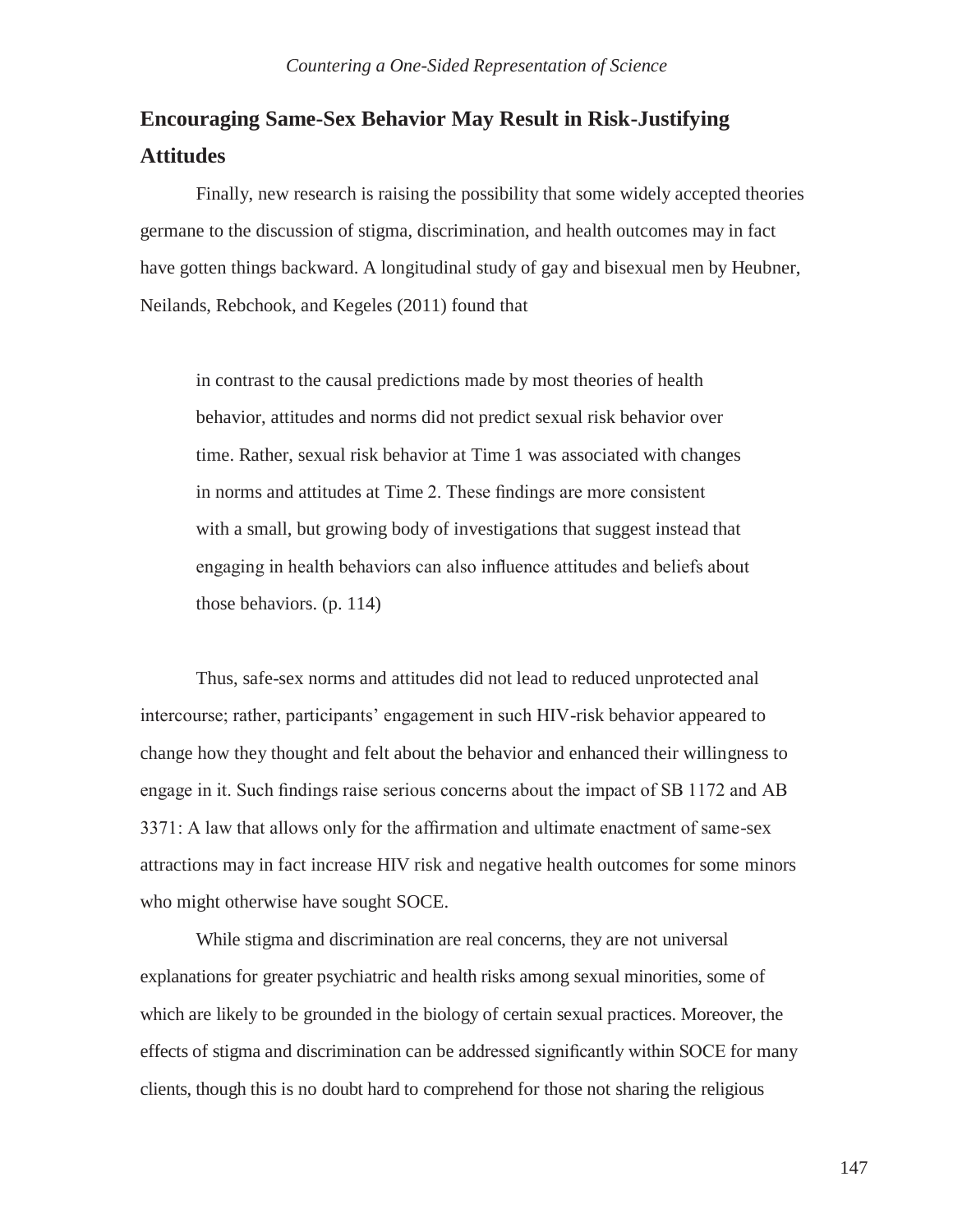## Encouraging Same-Sex Behavior May Result in Risk-Justifying Attitudes

Finally, new research is raising the possibility that some widely accepted theories germane to the discussion of stigma, discrimination, and health outcomes may in fact have gotten things backward. A longitudinal study of gay and bisexual men by Heubner, Neilands, Rebchook, and Kegeles (2011) found that

> in contrast to the causal predictions made by most theories of health behavior, attitudes and norms did not predict sexual risk behavior over time. Rather, sexual risk behavior at Time 1 was associated with changes in norms and attitudes at Time 2. These findings are more consistent with a small, but growing body of investigations that suggest instead that engaging in health behaviors can also influence attitudes and beliefs about those behaviors. (p. 114)

Thus, safe-sex norms and attitudes did not lead to reduced unprotected anal intercourse; rather, participants' engagement in such HIV-risk behavior appeared to change how they thought and felt about the behavior and enhanced their willingness to engage in it. Such findings raise serious concerns about the impact of SB 1172 and AB 3371: A law that allows only for the affirmation and ultimate enactment of same-sex attractions may in fact increase HIV risk and negative health outcomes for some minors who might otherwise have sought SOCE.

While stigma and discrimination are real concerns, they are not universal explanations for greater psychiatric and health risks among sexual minorities, some of which are likely to be grounded in the biology of certain sexual practices. Moreover, the effects of stigma and discrimination can be addressed significantly within SOCE for many clients, though this is no doubt hard to comprehend for those not sharing the religious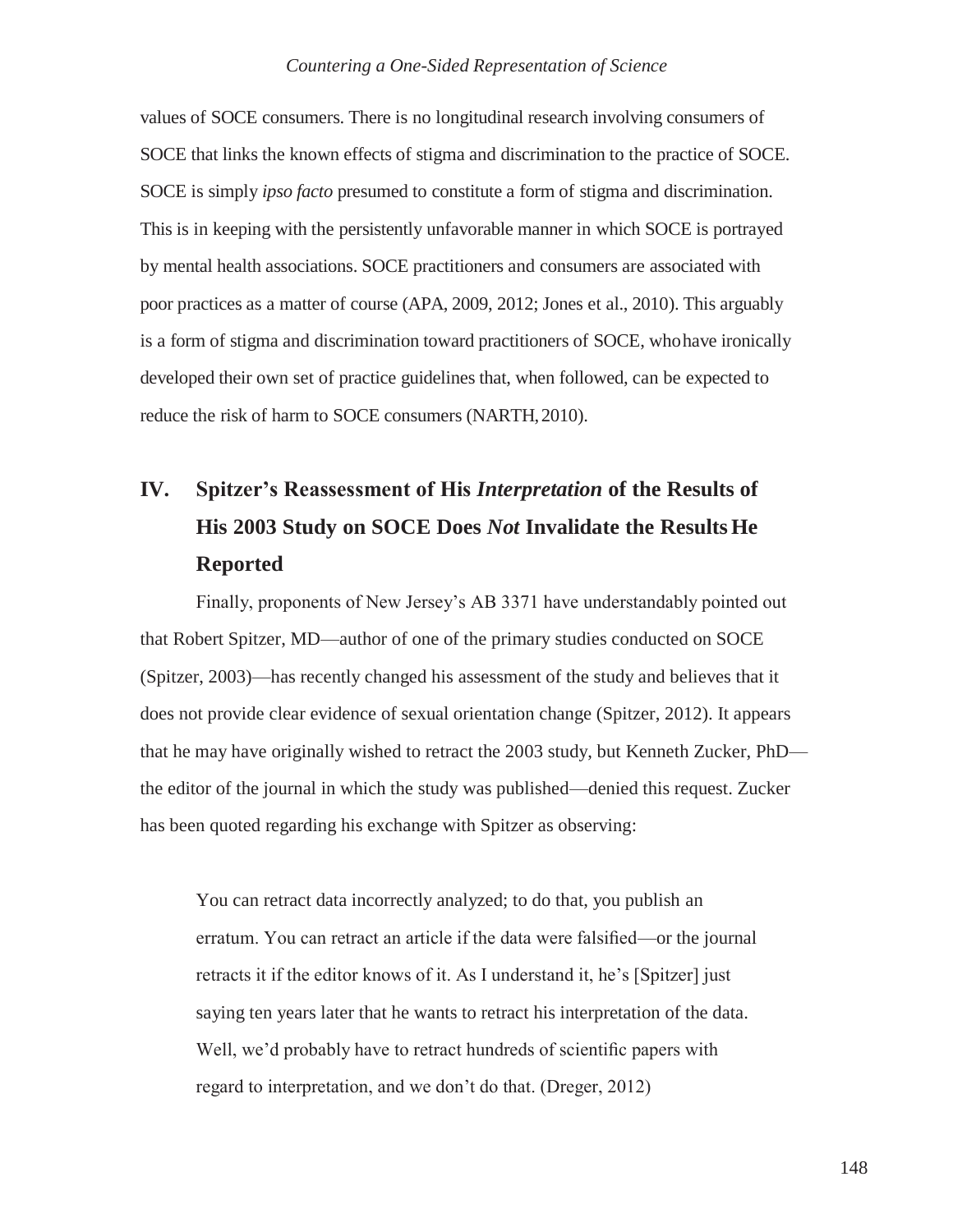values of SOCE consumers. There is no longitudinal research involving consumers of SOCE that links the known effects of stigma and discrimination to the practice of SOCE. SOCE is simply *ipso facto* presumed to constitute a form of stigma and discrimination. This is in keeping with the persistently unfavorable manner in which SOCE is portrayed by mental health associations. SOCE practitioners and consumers are associated with poor practices as a matter of course (APA, 2009, 2012; Jones et al., 2010). This arguably is a form of stigma and discrimination toward practitioners of SOCE, who have ironically developed their own set of practice guidelines that, when followed, can be expected to reduce the risk of harm to SOCE consumers (NARTH, 2010).

## IV. Spitzer's Reassessment of His *Interpretation* of the Results of His 2003 Study on SOCE Does *Not* Invalidate the Results He Reported

Finally, proponents of New Jersey's AB 3371 have understandably pointed out that Robert Spitzer, MD—author of one of the primary studies conducted on SOCE (Spitzer, 2003)—has recently changed his assessment of the study and believes that it does not provide clear evidence of sexual orientation change (Spitzer, 2012). It appears that he may have originally wished to retract the 2003 study, but Kenneth Zucker, PhD—the editor of the journal in which the study was published—denied this request. Zucker has been quoted regarding his exchange with Spitzer as observing:

> You can retract data incorrectly analyzed; to do that, you publish an erratum. You can retract an article if the data were falsified—or the journal retracts it if the editor knows of it. As I understand it, he's [Spitzer] just saying ten years later that he wants to retract his interpretation of the data. Well, we'd probably have to retract hundreds of scientific papers with regard to interpretation, and we don't do that. (Dreger, 2012)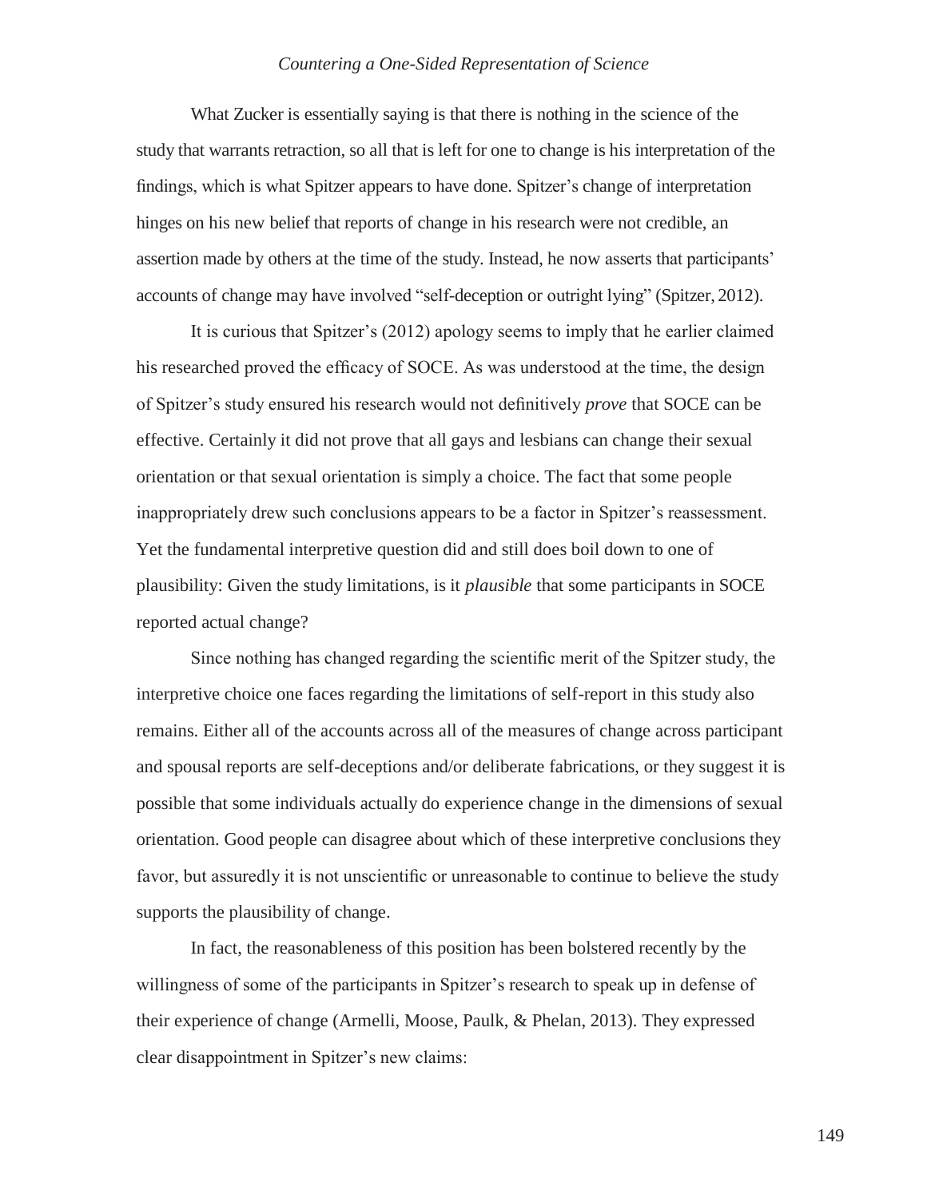What Zucker is essentially saying is that there is nothing in the science of the study that warrants retraction, so all that is left for one to change is his interpretation of the findings, which is what Spitzer appears to have done. Spitzer's change of interpretation hinges on his new belief that reports of change in his research were not credible, an assertion made by others at the time of the study. Instead, he now asserts that participants' accounts of change may have involved "self-deception or outright lying" (Spitzer, 2012).

It is curious that Spitzer's (2012) apology seems to imply that he earlier claimed his researched proved the efficacy of SOCE. As was understood at the time, the design of Spitzer's study ensured his research would not definitively *prove* that SOCE can be effective. Certainly it did not prove that all gays and lesbians can change their sexual orientation or that sexual orientation is simply a choice. The fact that some people inappropriately drew such conclusions appears to be a factor in Spitzer's reassessment. Yet the fundamental interpretive question did and still does boil down to one of plausibility: Given the study limitations, is it *plausible* that some participants in SOCE reported actual change?

Since nothing has changed regarding the scientific merit of the Spitzer study, the interpretive choice one faces regarding the limitations of self-report in this study also remains. Either all of the accounts across all of the measures of change across participant and spousal reports are self-deceptions and/or deliberate fabrications, or they suggest it is possible that some individuals actually do experience change in the dimensions of sexual orientation. Good people can disagree about which of these interpretive conclusions they favor, but assuredly it is not unscientific or unreasonable to continue to believe the study supports the plausibility of change.

In fact, the reasonableness of this position has been bolstered recently by the willingness of some of the participants in Spitzer's research to speak up in defense of their experience of change (Armelli, Moose, Paulk, & Phelan, 2013). They expressed clear disappointment in Spitzer's new claims: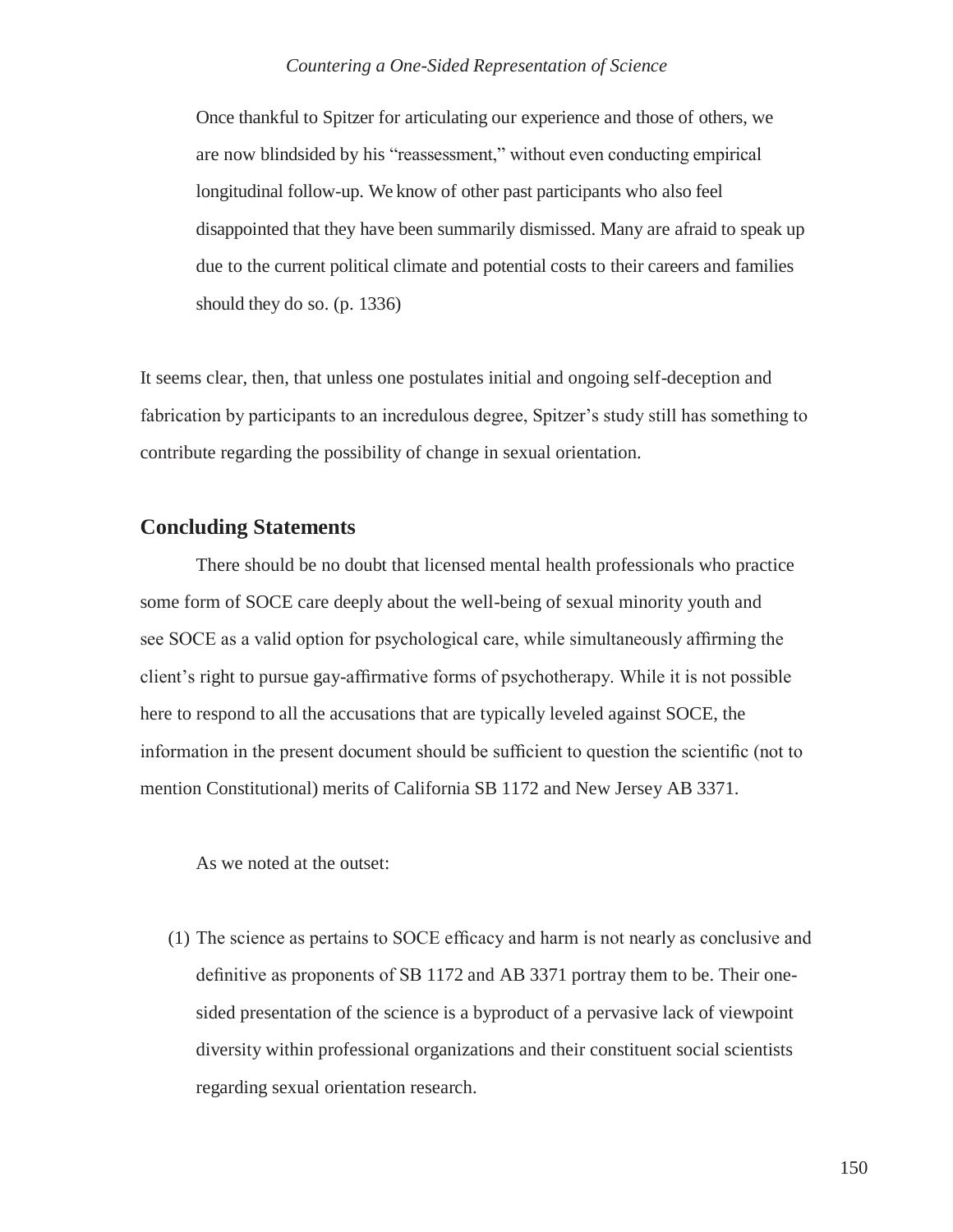> Once thankful to Spitzer for articulating our experience and those of others, we are now blindsided by his "reassessment," without even conducting empirical longitudinal follow-up. We know of other past participants who also feel disappointed that they have been summarily dismissed. Many are afraid to speak up due to the current political climate and potential costs to their careers and families should they do so. (p. 1336)

It seems clear, then, that unless one postulates initial and ongoing self-deception and fabrication by participants to an incredulous degree, Spitzer's study still has something to contribute regarding the possibility of change in sexual orientation.

## Concluding Statements

There should be no doubt that licensed mental health professionals who practice some form of SOCE care deeply about the well-being of sexual minority youth and see SOCE as a valid option for psychological care, while simultaneously affirming the client's right to pursue gay-affirmative forms of psychotherapy. While it is not possible here to respond to all the accusations that are typically leveled against SOCE, the information in the present document should be sufficient to question the scientific (not to mention Constitutional) merits of California SB 1172 and New Jersey AB 3371.

As we noted at the outset:

(1) The science as pertains to SOCE efficacy and harm is not nearly as conclusive and definitive as proponents of SB 1172 and AB 3371 portray them to be. Their one-sided presentation of the science is a byproduct of a pervasive lack of viewpoint diversity within professional organizations and their constituent social scientists regarding sexual orientation research.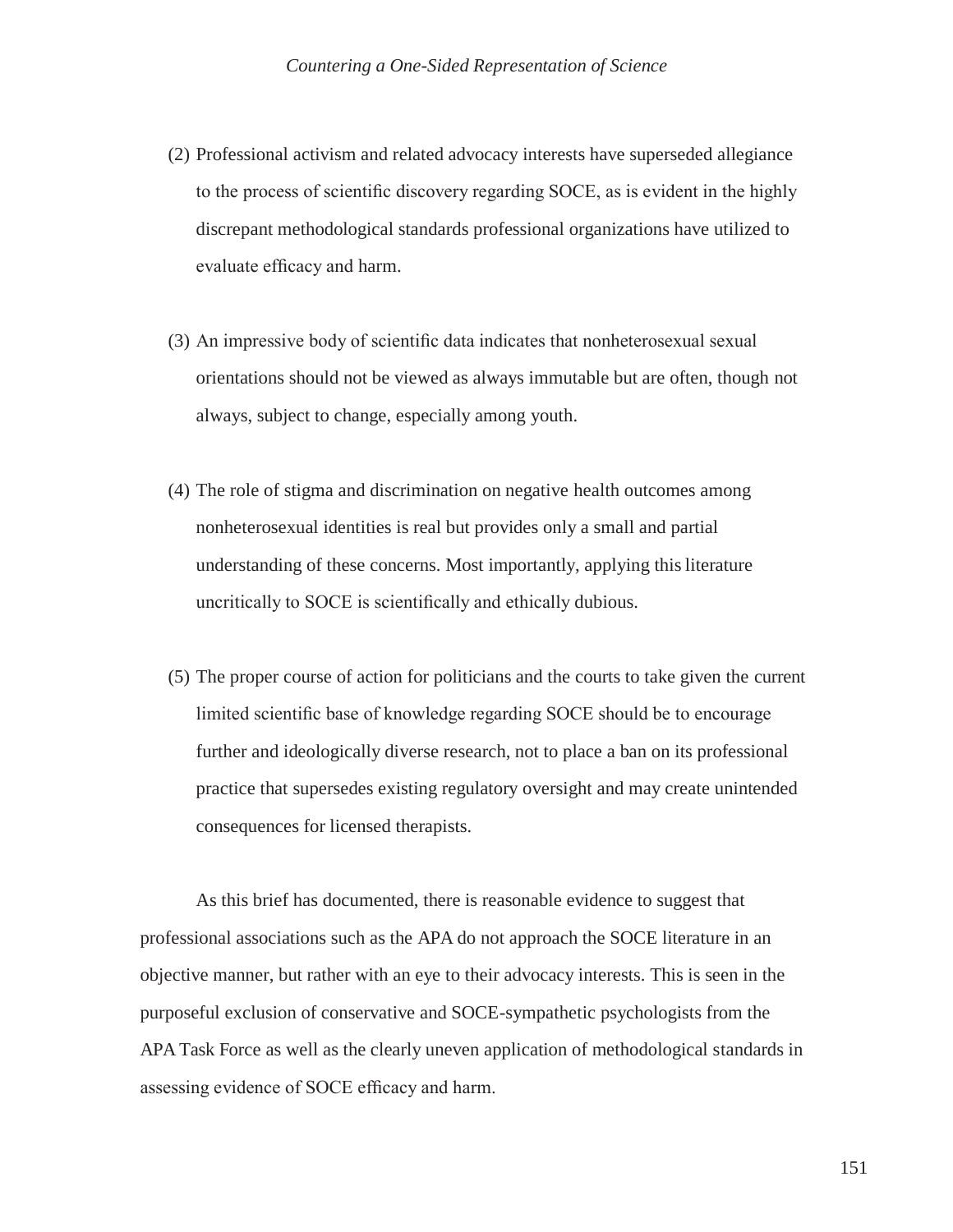(2) Professional activism and related advocacy interests have superseded allegiance to the process of scientific discovery regarding SOCE, as is evident in the highly discrepant methodological standards professional organizations have utilized to evaluate efficacy and harm.

(3) An impressive body of scientific data indicates that nonheterosexual sexual orientations should not be viewed as always immutable but are often, though not always, subject to change, especially among youth.

(4) The role of stigma and discrimination on negative health outcomes among nonheterosexual identities is real but provides only a small and partial understanding of these concerns. Most importantly, applying this literature uncritically to SOCE is scientifically and ethically dubious.

(5) The proper course of action for politicians and the courts to take given the current limited scientific base of knowledge regarding SOCE should be to encourage further and ideologically diverse research, not to place a ban on its professional practice that supersedes existing regulatory oversight and may create unintended consequences for licensed therapists.

As this brief has documented, there is reasonable evidence to suggest that professional associations such as the APA do not approach the SOCE literature in an objective manner, but rather with an eye to their advocacy interests. This is seen in the purposeful exclusion of conservative and SOCE-sympathetic psychologists from the APA Task Force as well as the clearly uneven application of methodological standards in assessing evidence of SOCE efficacy and harm.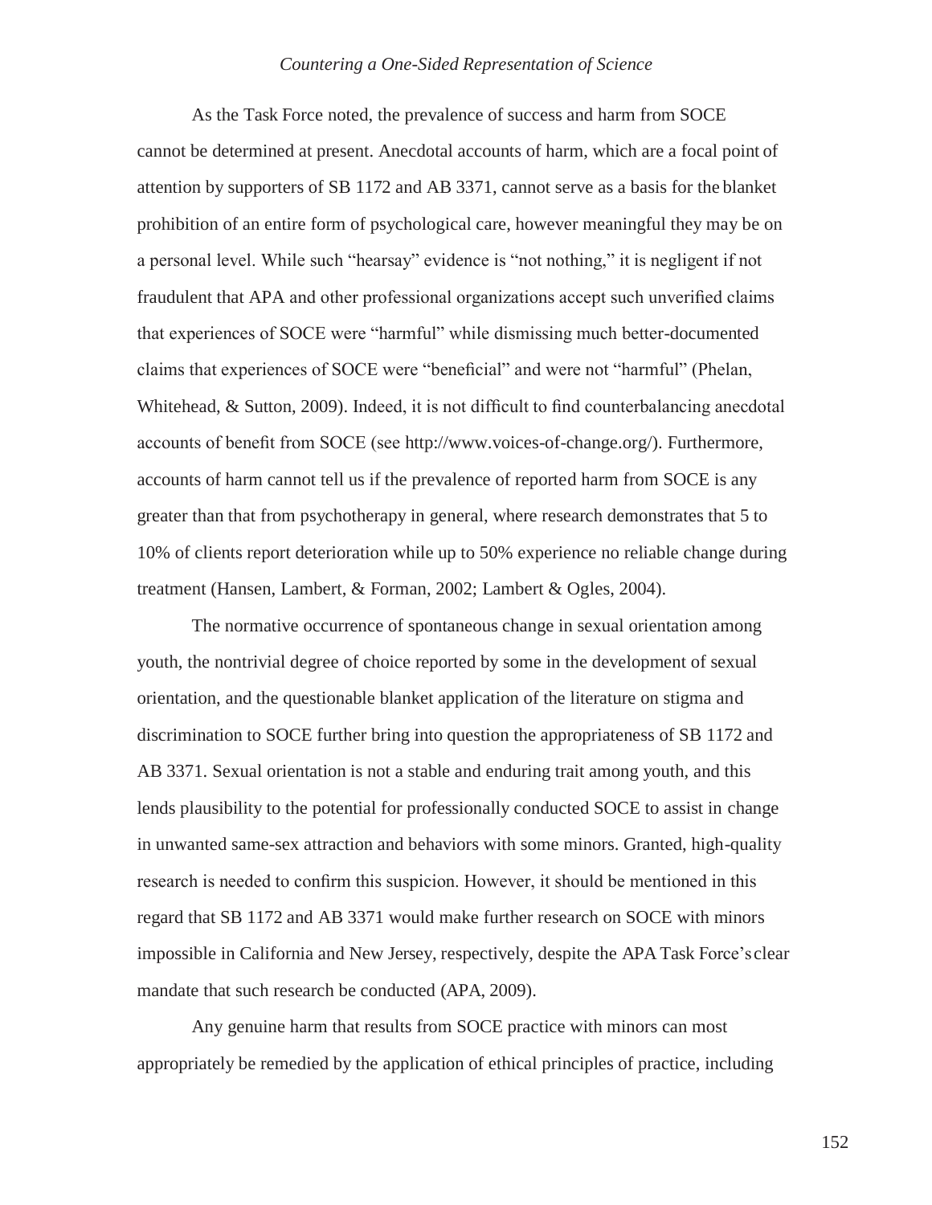As the Task Force noted, the prevalence of success and harm from SOCE cannot be determined at present. Anecdotal accounts of harm, which are a focal point of attention by supporters of SB 1172 and AB 3371, cannot serve as a basis for the blanket prohibition of an entire form of psychological care, however meaningful they may be on a personal level. While such "hearsay" evidence is "not nothing," it is negligent if not fraudulent that APA and other professional organizations accept such unverified claims that experiences of SOCE were "harmful" while dismissing much better-documented claims that experiences of SOCE were "beneficial" and were not "harmful" (Phelan, Whitehead, & Sutton, 2009). Indeed, it is not difficult to find counterbalancing anecdotal accounts of benefit from SOCE (see http://www.voices-of-change.org/). Furthermore, accounts of harm cannot tell us if the prevalence of reported harm from SOCE is any greater than that from psychotherapy in general, where research demonstrates that 5 to 10% of clients report deterioration while up to 50% experience no reliable change during treatment (Hansen, Lambert, & Forman, 2002; Lambert & Ogles, 2004).

The normative occurrence of spontaneous change in sexual orientation among youth, the nontrivial degree of choice reported by some in the development of sexual orientation, and the questionable blanket application of the literature on stigma and discrimination to SOCE further bring into question the appropriateness of SB 1172 and AB 3371. Sexual orientation is not a stable and enduring trait among youth, and this lends plausibility to the potential for professionally conducted SOCE to assist in change in unwanted same-sex attraction and behaviors with some minors. Granted, high-quality research is needed to confirm this suspicion. However, it should be mentioned in this regard that SB 1172 and AB 3371 would make further research on SOCE with minors impossible in California and New Jersey, respectively, despite the APA Task Force's clear mandate that such research be conducted (APA, 2009).

Any genuine harm that results from SOCE practice with minors can most appropriately be remedied by the application of ethical principles of practice, including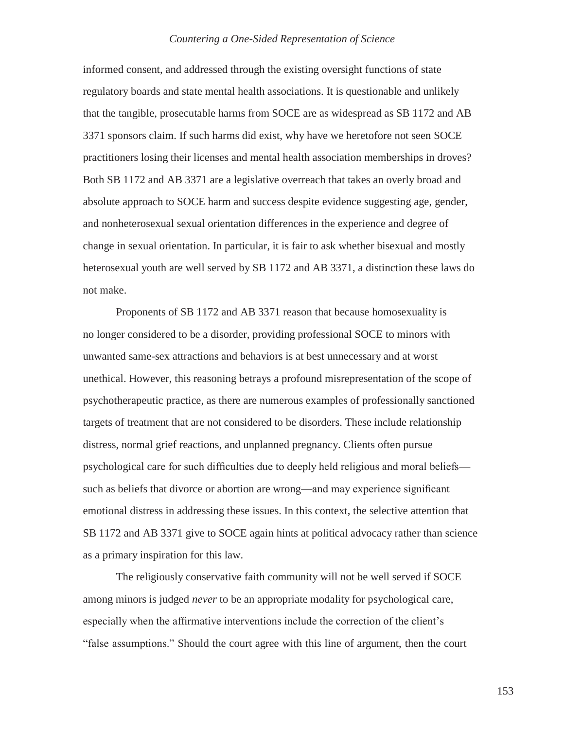informed consent, and addressed through the existing oversight functions of state regulatory boards and state mental health associations. It is questionable and unlikely that the tangible, prosecutable harms from SOCE are as widespread as SB 1172 and AB 3371 sponsors claim. If such harms did exist, why have we heretofore not seen SOCE practitioners losing their licenses and mental health association memberships in droves? Both SB 1172 and AB 3371 are a legislative overreach that takes an overly broad and absolute approach to SOCE harm and success despite evidence suggesting age, gender, and nonheterosexual sexual orientation differences in the experience and degree of change in sexual orientation. In particular, it is fair to ask whether bisexual and mostly heterosexual youth are well served by SB 1172 and AB 3371, a distinction these laws do not make.

Proponents of SB 1172 and AB 3371 reason that because homosexuality is no longer considered to be a disorder, providing professional SOCE to minors with unwanted same-sex attractions and behaviors is at best unnecessary and at worst unethical. However, this reasoning betrays a profound misrepresentation of the scope of psychotherapeutic practice, as there are numerous examples of professionally sanctioned targets of treatment that are not considered to be disorders. These include relationship distress, normal grief reactions, and unplanned pregnancy. Clients often pursue psychological care for such difficulties due to deeply held religious and moral beliefs—such as beliefs that divorce or abortion are wrong—and may experience significant emotional distress in addressing these issues. In this context, the selective attention that SB 1172 and AB 3371 give to SOCE again hints at political advocacy rather than science as a primary inspiration for this law.

The religiously conservative faith community will not be well served if SOCE among minors is judged *never* to be an appropriate modality for psychological care, especially when the affirmative interventions include the correction of the client's "false assumptions." Should the court agree with this line of argument, then the court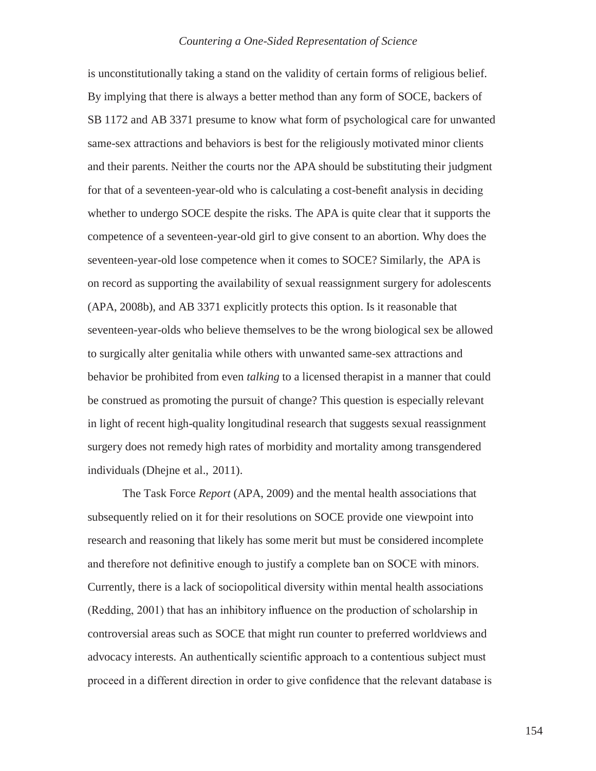is unconstitutionally taking a stand on the validity of certain forms of religious belief. By implying that there is always a better method than any form of SOCE, backers of SB 1172 and AB 3371 presume to know what form of psychological care for unwanted same-sex attractions and behaviors is best for the religiously motivated minor clients and their parents. Neither the courts nor the APA should be substituting their judgment for that of a seventeen-year-old who is calculating a cost-benefit analysis in deciding whether to undergo SOCE despite the risks. The APA is quite clear that it supports the competence of a seventeen-year-old girl to give consent to an abortion. Why does the seventeen-year-old lose competence when it comes to SOCE? Similarly, the APA is on record as supporting the availability of sexual reassignment surgery for adolescents (APA, 2008b), and AB 3371 explicitly protects this option. Is it reasonable that seventeen-year-olds who believe themselves to be the wrong biological sex be allowed to surgically alter genitalia while others with unwanted same-sex attractions and behavior be prohibited from even *talking* to a licensed therapist in a manner that could be construed as promoting the pursuit of change? This question is especially relevant in light of recent high-quality longitudinal research that suggests sexual reassignment surgery does not remedy high rates of morbidity and mortality among transgendered individuals (Dhejne et al., 2011).

The Task Force *Report* (APA, 2009) and the mental health associations that subsequently relied on it for their resolutions on SOCE provide one viewpoint into research and reasoning that likely has some merit but must be considered incomplete and therefore not definitive enough to justify a complete ban on SOCE with minors. Currently, there is a lack of sociopolitical diversity within mental health associations (Redding, 2001) that has an inhibitory influence on the production of scholarship in controversial areas such as SOCE that might run counter to preferred worldviews and advocacy interests. An authentically scientific approach to a contentious subject must proceed in a different direction in order to give confidence that the relevant database is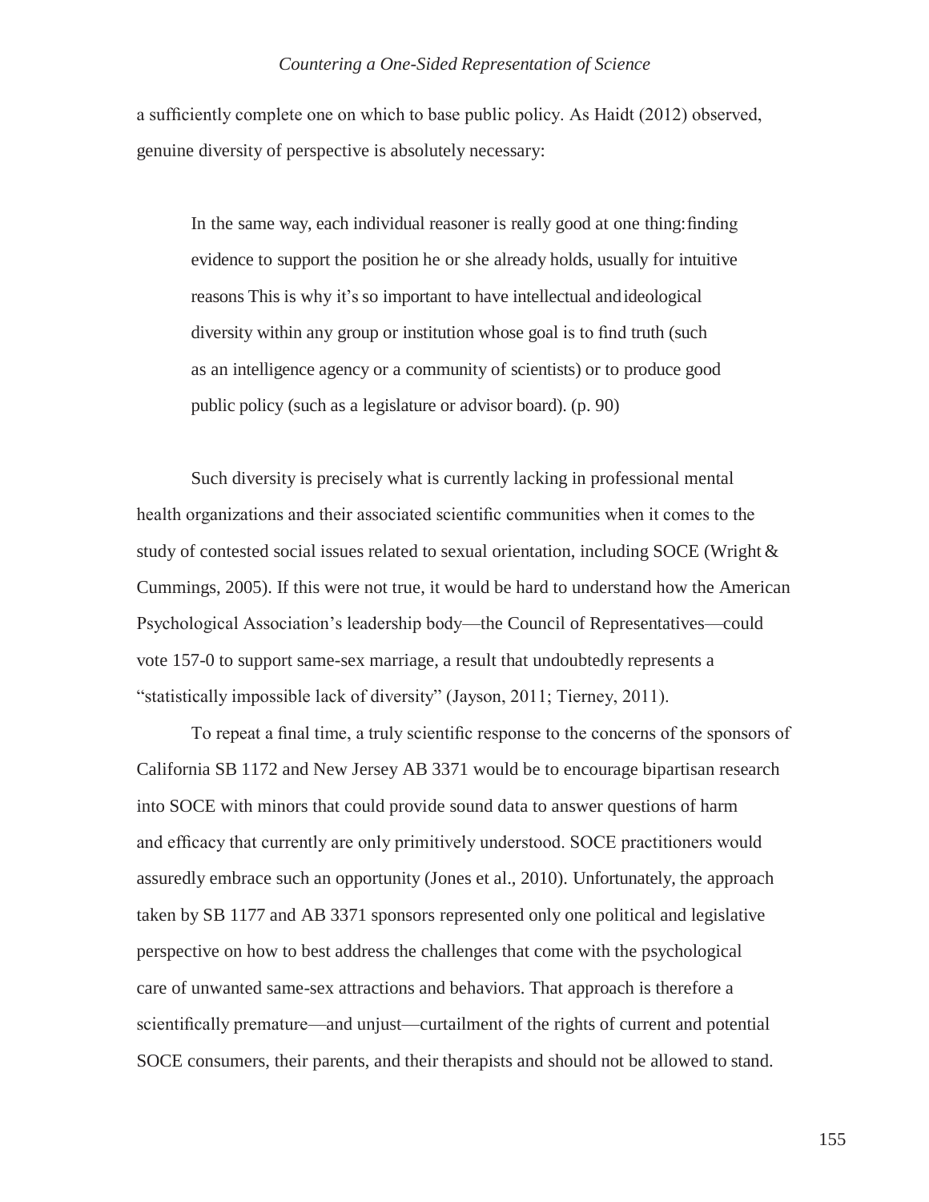a sufficiently complete one on which to base public policy. As Haidt (2012) observed, genuine diversity of perspective is absolutely necessary:

> In the same way, each individual reasoner is really good at one thing: finding evidence to support the position he or she already holds, usually for intuitive reasons This is why it's so important to have intellectual and ideological diversity within any group or institution whose goal is to find truth (such as an intelligence agency or a community of scientists) or to produce good public policy (such as a legislature or advisor board). (p. 90)

Such diversity is precisely what is currently lacking in professional mental health organizations and their associated scientific communities when it comes to the study of contested social issues related to sexual orientation, including SOCE (Wright & Cummings, 2005). If this were not true, it would be hard to understand how the American Psychological Association's leadership body—the Council of Representatives—could vote 157-0 to support same-sex marriage, a result that undoubtedly represents a "statistically impossible lack of diversity" (Jayson, 2011; Tierney, 2011).

To repeat a final time, a truly scientific response to the concerns of the sponsors of California SB 1172 and New Jersey AB 3371 would be to encourage bipartisan research into SOCE with minors that could provide sound data to answer questions of harm and efficacy that currently are only primitively understood. SOCE practitioners would assuredly embrace such an opportunity (Jones et al., 2010). Unfortunately, the approach taken by SB 1177 and AB 3371 sponsors represented only one political and legislative perspective on how to best address the challenges that come with the psychological care of unwanted same-sex attractions and behaviors. That approach is therefore a scientifically premature—and unjust—curtailment of the rights of current and potential SOCE consumers, their parents, and their therapists and should not be allowed to stand.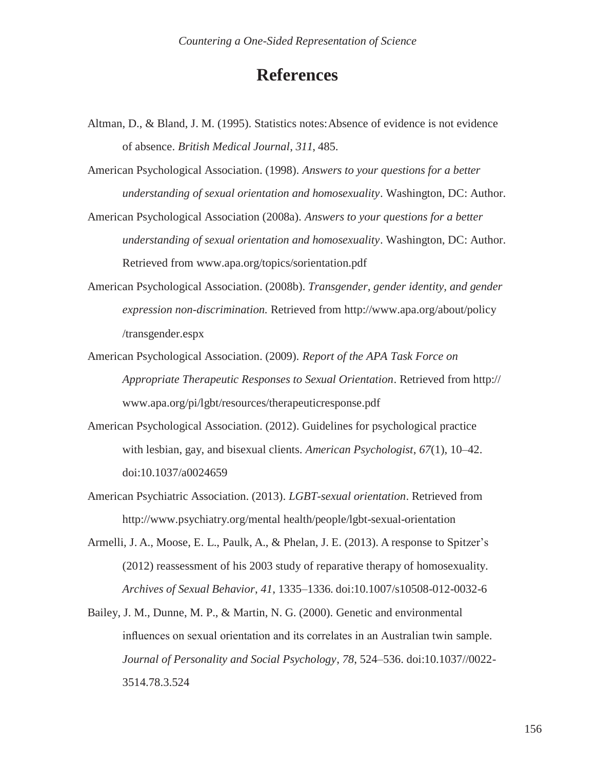# References

Altman, D., & Bland, J. M. (1995). Statistics notes: Absence of evidence is not evidence of absence. *British Medical Journal*, *311*, 485.

American Psychological Association. (1998). *Answers to your questions for a better understanding of sexual orientation and homosexuality*. Washington, DC: Author.

American Psychological Association (2008a). *Answers to your questions for a better understanding of sexual orientation and homosexuality*. Washington, DC: Author. Retrieved from www.apa.org/topics/sorientation.pdf

American Psychological Association. (2008b). *Transgender, gender identity, and gender expression non-discrimination.* Retrieved from http://www.apa.org/about/policy /transgender.espx

American Psychological Association. (2009). *Report of the APA Task Force on Appropriate Therapeutic Responses to Sexual Orientation*. Retrieved from http:// www.apa.org/pi/lgbt/resources/therapeuticresponse.pdf

American Psychological Association. (2012). Guidelines for psychological practice with lesbian, gay, and bisexual clients. *American Psychologist*, *67*(1), 10–42. doi:10.1037/a0024659

American Psychiatric Association. (2013). *LGBT-sexual orientation*. Retrieved from http://www.psychiatry.org/mental health/people/lgbt-sexual-orientation

Armelli, J. A., Moose, E. L., Paulk, A., & Phelan, J. E. (2013). A response to Spitzer's (2012) reassessment of his 2003 study of reparative therapy of homosexuality. *Archives of Sexual Behavior*, *41*, 1335–1336. doi:10.1007/s10508-012-0032-6

Bailey, J. M., Dunne, M. P., & Martin, N. G. (2000). Genetic and environmental influences on sexual orientation and its correlates in an Australian twin sample. *Journal of Personality and Social Psychology*, *78*, 524–536. doi:10.1037//0022-3514.78.3.524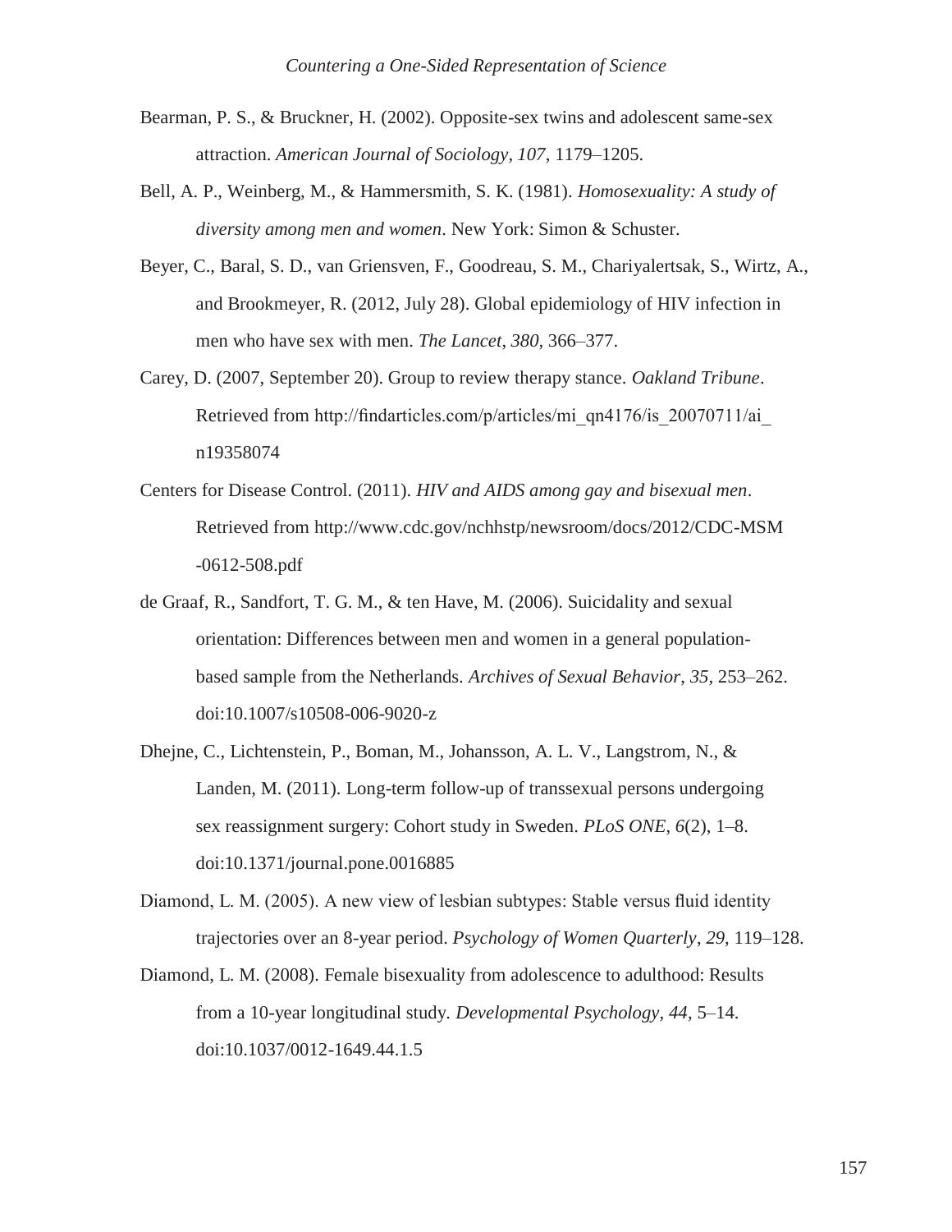Bearman, P. S., & Bruckner, H. (2002). Opposite-sex twins and adolescent same-sex attraction. *American Journal of Sociology, 107*, 1179–1205.

Bell, A. P., Weinberg, M., & Hammersmith, S. K. (1981). *Homosexuality: A study of diversity among men and women*. New York: Simon & Schuster.

Beyer, C., Baral, S. D., van Griensven, F., Goodreau, S. M., Chariyalertsak, S., Wirtz, A., and Brookmeyer, R. (2012, July 28). Global epidemiology of HIV infection in men who have sex with men. *The Lancet*, *380*, 366–377.

Carey, D. (2007, September 20). Group to review therapy stance. *Oakland Tribune*. Retrieved from http://findarticles.com/p/articles/mi_qn4176/is_20070711/ai_n19358074

Centers for Disease Control. (2011). *HIV and AIDS among gay and bisexual men*. Retrieved from http://www.cdc.gov/nchhstp/newsroom/docs/2012/CDC-MSM-0612-508.pdf

de Graaf, R., Sandfort, T. G. M., & ten Have, M. (2006). Suicidality and sexual orientation: Differences between men and women in a general population-based sample from the Netherlands. *Archives of Sexual Behavior*, *35*, 253–262. doi:10.1007/s10508-006-9020-z

Dhejne, C., Lichtenstein, P., Boman, M., Johansson, A. L. V., Langstrom, N., & Landen, M. (2011). Long-term follow-up of transsexual persons undergoing sex reassignment surgery: Cohort study in Sweden. *PLoS ONE*, *6*(2), 1–8. doi:10.1371/journal.pone.0016885

Diamond, L. M. (2005). A new view of lesbian subtypes: Stable versus fluid identity trajectories over an 8-year period. *Psychology of Women Quarterly*, *29*, 119–128.

Diamond, L. M. (2008). Female bisexuality from adolescence to adulthood: Results from a 10-year longitudinal study. *Developmental Psychology*, *44*, 5–14. doi:10.1037/0012-1649.44.1.5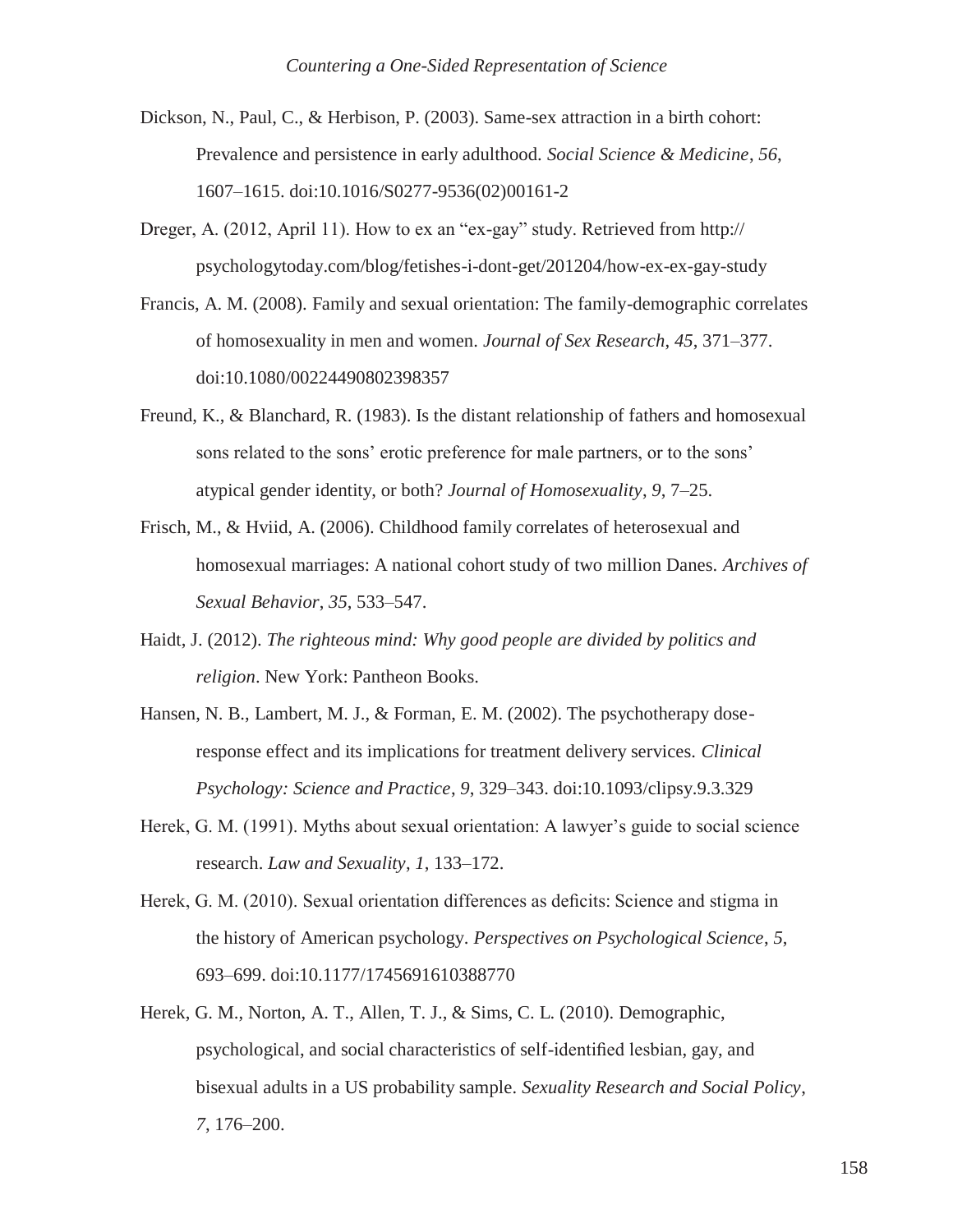Dickson, N., Paul, C., & Herbison, P. (2003). Same-sex attraction in a birth cohort: Prevalence and persistence in early adulthood. *Social Science & Medicine*, *56*, 1607–1615. doi:10.1016/S0277-9536(02)00161-2

Dreger, A. (2012, April 11). How to ex an "ex-gay" study. Retrieved from http://psychologytoday.com/blog/fetishes-i-dont-get/201204/how-ex-ex-gay-study

Francis, A. M. (2008). Family and sexual orientation: The family-demographic correlates of homosexuality in men and women. *Journal of Sex Research*, *45*, 371–377. doi:10.1080/00224490802398357

Freund, K., & Blanchard, R. (1983). Is the distant relationship of fathers and homosexual sons related to the sons' erotic preference for male partners, or to the sons' atypical gender identity, or both? *Journal of Homosexuality*, *9*, 7–25.

Frisch, M., & Hviid, A. (2006). Childhood family correlates of heterosexual and homosexual marriages: A national cohort study of two million Danes. *Archives of Sexual Behavior*, *35*, 533–547.

Haidt, J. (2012). *The righteous mind: Why good people are divided by politics and religion*. New York: Pantheon Books.

Hansen, N. B., Lambert, M. J., & Forman, E. M. (2002). The psychotherapy dose-response effect and its implications for treatment delivery services. *Clinical Psychology: Science and Practice*, *9*, 329–343. doi:10.1093/clipsy.9.3.329

Herek, G. M. (1991). Myths about sexual orientation: A lawyer's guide to social science research. *Law and Sexuality*, *1*, 133–172.

Herek, G. M. (2010). Sexual orientation differences as deficits: Science and stigma in the history of American psychology. *Perspectives on Psychological Science*, *5*, 693–699. doi:10.1177/1745691610388770

Herek, G. M., Norton, A. T., Allen, T. J., & Sims, C. L. (2010). Demographic, psychological, and social characteristics of self-identified lesbian, gay, and bisexual adults in a US probability sample. *Sexuality Research and Social Policy*, *7*, 176–200.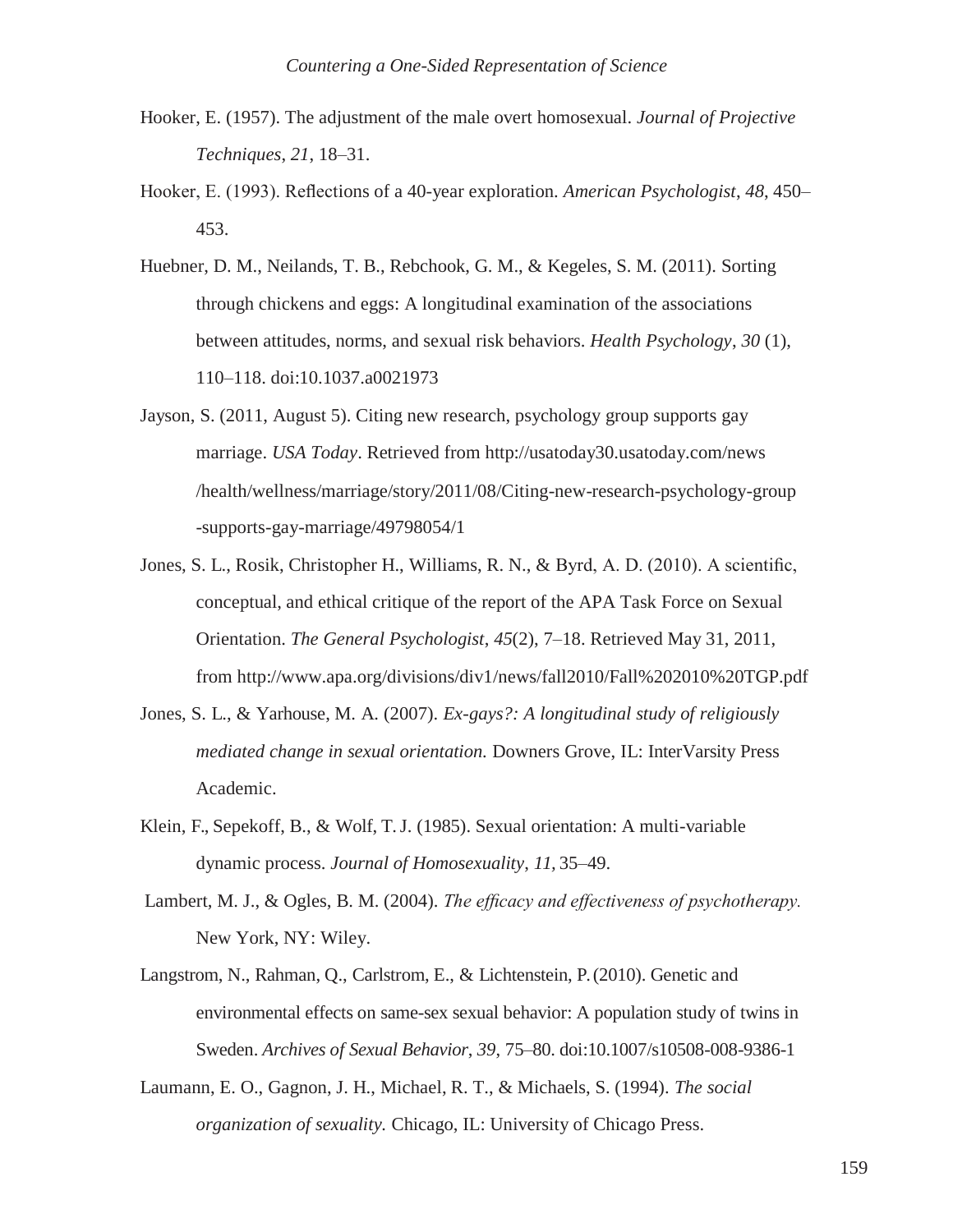Hooker, E. (1957). The adjustment of the male overt homosexual. *Journal of Projective Techniques*, *21*, 18–31.

Hooker, E. (1993). Reflections of a 40-year exploration. *American Psychologist*, *48*, 450–453.

Huebner, D. M., Neilands, T. B., Rebchook, G. M., & Kegeles, S. M. (2011). Sorting through chickens and eggs: A longitudinal examination of the associations between attitudes, norms, and sexual risk behaviors. *Health Psychology*, *30* (1), 110–118. doi:10.1037.a0021973

Jayson, S. (2011, August 5). Citing new research, psychology group supports gay marriage. *USA Today*. Retrieved from http://usatoday30.usatoday.com/news/health/wellness/marriage/story/2011/08/Citing-new-research-psychology-group-supports-gay-marriage/49798054/1

Jones, S. L., Rosik, Christopher H., Williams, R. N., & Byrd, A. D. (2010). A scientific, conceptual, and ethical critique of the report of the APA Task Force on Sexual Orientation. *The General Psychologist*, *45*(2), 7–18. Retrieved May 31, 2011, from http://www.apa.org/divisions/div1/news/fall2010/Fall%202010%20TGP.pdf

Jones, S. L., & Yarhouse, M. A. (2007). *Ex-gays?: A longitudinal study of religiously mediated change in sexual orientation.* Downers Grove, IL: InterVarsity Press Academic.

Klein, F., Sepekoff, B., & Wolf, T. J. (1985). Sexual orientation: A multi-variable dynamic process. *Journal of Homosexuality*, *11,* 35–49.

Lambert, M. J., & Ogles, B. M. (2004). *The efficacy and effectiveness of psychotherapy.* New York, NY: Wiley.

Langstrom, N., Rahman, Q., Carlstrom, E., & Lichtenstein, P. (2010). Genetic and environmental effects on same-sex sexual behavior: A population study of twins in Sweden. *Archives of Sexual Behavior*, *39*, 75–80. doi:10.1007/s10508-008-9386-1

Laumann, E. O., Gagnon, J. H., Michael, R. T., & Michaels, S. (1994). *The social organization of sexuality.* Chicago, IL: University of Chicago Press.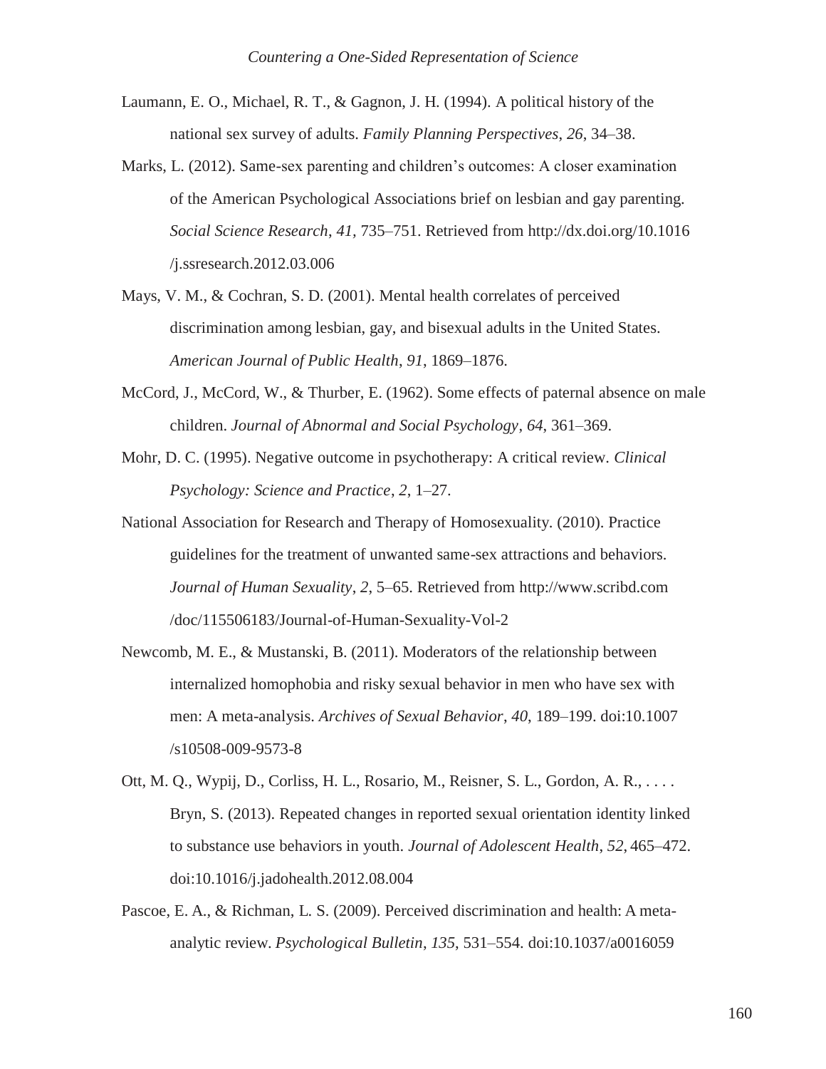Laumann, E. O., Michael, R. T., & Gagnon, J. H. (1994). A political history of the national sex survey of adults. *Family Planning Perspectives*, *26*, 34–38.

Marks, L. (2012). Same-sex parenting and children's outcomes: A closer examination of the American Psychological Associations brief on lesbian and gay parenting. *Social Science Research*, *41*, 735–751. Retrieved from http://dx.doi.org/10.1016/j.ssresearch.2012.03.006

Mays, V. M., & Cochran, S. D. (2001). Mental health correlates of perceived discrimination among lesbian, gay, and bisexual adults in the United States. *American Journal of Public Health*, *91*, 1869–1876.

McCord, J., McCord, W., & Thurber, E. (1962). Some effects of paternal absence on male children. *Journal of Abnormal and Social Psychology*, *64*, 361–369.

Mohr, D. C. (1995). Negative outcome in psychotherapy: A critical review. *Clinical Psychology: Science and Practice*, *2*, 1–27.

National Association for Research and Therapy of Homosexuality. (2010). Practice guidelines for the treatment of unwanted same-sex attractions and behaviors. *Journal of Human Sexuality*, *2*, 5–65. Retrieved from http://www.scribd.com/doc/115506183/Journal-of-Human-Sexuality-Vol-2

Newcomb, M. E., & Mustanski, B. (2011). Moderators of the relationship between internalized homophobia and risky sexual behavior in men who have sex with men: A meta-analysis. *Archives of Sexual Behavior*, *40*, 189–199. doi:10.1007/s10508-009-9573-8

Ott, M. Q., Wypij, D., Corliss, H. L., Rosario, M., Reisner, S. L., Gordon, A. R., . . . . Bryn, S. (2013). Repeated changes in reported sexual orientation identity linked to substance use behaviors in youth. *Journal of Adolescent Health*, *52*, 465–472. doi:10.1016/j.jadohealth.2012.08.004

Pascoe, E. A., & Richman, L. S. (2009). Perceived discrimination and health: A meta-analytic review. *Psychological Bulletin*, *135*, 531–554. doi:10.1037/a0016059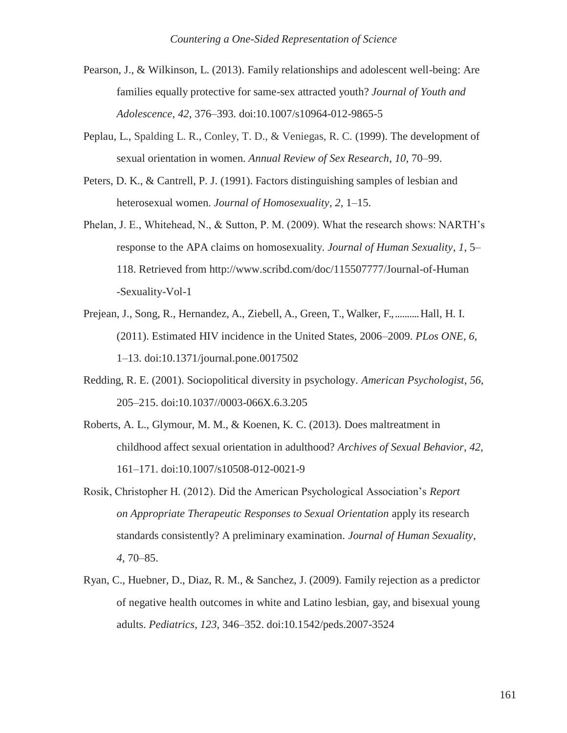Pearson, J., & Wilkinson, L. (2013). Family relationships and adolescent well-being: Are families equally protective for same-sex attracted youth? *Journal of Youth and Adolescence*, *42*, 376–393. doi:10.1007/s10964-012-9865-5

Peplau, L., Spalding L. R., Conley, T. D., & Veniegas, R. C. (1999). The development of sexual orientation in women. *Annual Review of Sex Research*, *10*, 70–99.

Peters, D. K., & Cantrell, P. J. (1991). Factors distinguishing samples of lesbian and heterosexual women. *Journal of Homosexuality*, *2*, 1–15.

Phelan, J. E., Whitehead, N., & Sutton, P. M. (2009). What the research shows: NARTH's response to the APA claims on homosexuality. *Journal of Human Sexuality*, *1*, 5–118. Retrieved from http://www.scribd.com/doc/115507777/Journal-of-Human-Sexuality-Vol-1

Prejean, J., Song, R., Hernandez, A., Ziebell, A., Green, T., Walker, F., .......... Hall, H. I. (2011). Estimated HIV incidence in the United States, 2006–2009. *PLos ONE*, *6*, 1–13. doi:10.1371/journal.pone.0017502

Redding, R. E. (2001). Sociopolitical diversity in psychology. *American Psychologist*, *56*, 205–215. doi:10.1037//0003-066X.6.3.205

Roberts, A. L., Glymour, M. M., & Koenen, K. C. (2013). Does maltreatment in childhood affect sexual orientation in adulthood? *Archives of Sexual Behavior*, *42*, 161–171. doi:10.1007/s10508-012-0021-9

Rosik, Christopher H. (2012). Did the American Psychological Association's *Report on Appropriate Therapeutic Responses to Sexual Orientation* apply its research standards consistently? A preliminary examination. *Journal of Human Sexuality*, *4*, 70–85.

Ryan, C., Huebner, D., Diaz, R. M., & Sanchez, J. (2009). Family rejection as a predictor of negative health outcomes in white and Latino lesbian, gay, and bisexual young adults. *Pediatrics*, *123*, 346–352. doi:10.1542/peds.2007-3524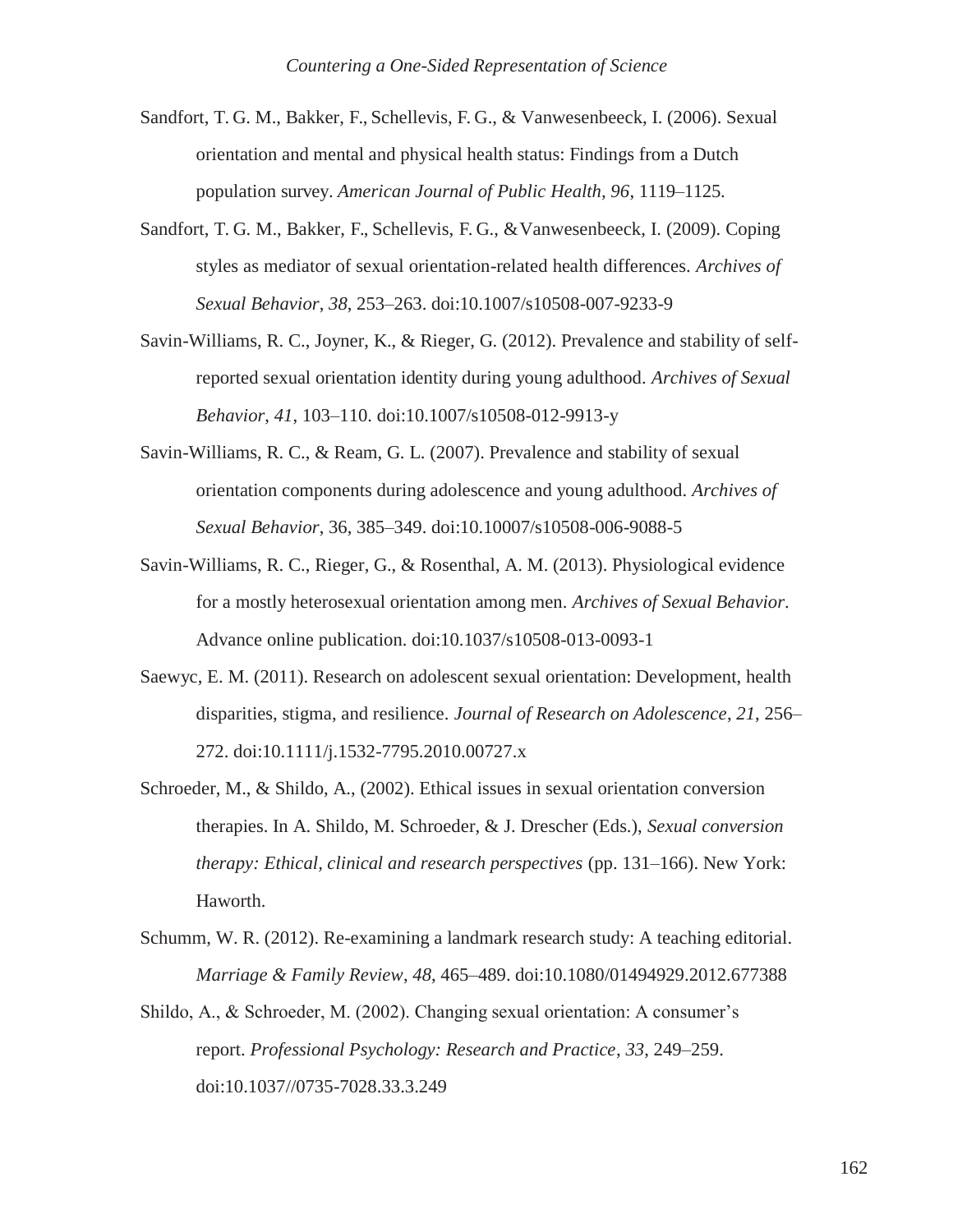Sandfort, T. G. M., Bakker, F., Schellevis, F. G., & Vanwesenbeeck, I. (2006). Sexual orientation and mental and physical health status: Findings from a Dutch population survey. *American Journal of Public Health, 96*, 1119–1125.

Sandfort, T. G. M., Bakker, F., Schellevis, F. G., & Vanwesenbeeck, I. (2009). Coping styles as mediator of sexual orientation-related health differences. *Archives of Sexual Behavior, 38*, 253–263. doi:10.1007/s10508-007-9233-9

Savin-Williams, R. C., Joyner, K., & Rieger, G. (2012). Prevalence and stability of self-reported sexual orientation identity during young adulthood. *Archives of Sexual Behavior*, *41*, 103–110. doi:10.1007/s10508-012-9913-y

Savin-Williams, R. C., & Ream, G. L. (2007). Prevalence and stability of sexual orientation components during adolescence and young adulthood. *Archives of Sexual Behavior*, 36, 385–349. doi:10.10007/s10508-006-9088-5

Savin-Williams, R. C., Rieger, G., & Rosenthal, A. M. (2013). Physiological evidence for a mostly heterosexual orientation among men. *Archives of Sexual Behavior*. Advance online publication. doi:10.1037/s10508-013-0093-1

Saewyc, E. M. (2011). Research on adolescent sexual orientation: Development, health disparities, stigma, and resilience. *Journal of Research on Adolescence*, *21*, 256–272. doi:10.1111/j.1532-7795.2010.00727.x

Schroeder, M., & Shildo, A., (2002). Ethical issues in sexual orientation conversion therapies. In A. Shildo, M. Schroeder, & J. Drescher (Eds.), *Sexual conversion therapy: Ethical, clinical and research perspectives* (pp. 131–166). New York: Haworth.

Schumm, W. R. (2012). Re-examining a landmark research study: A teaching editorial. *Marriage & Family Review*, *48*, 465–489. doi:10.1080/01494929.2012.677388

Shildo, A., & Schroeder, M. (2002). Changing sexual orientation: A consumer's report. *Professional Psychology: Research and Practice*, *33*, 249–259. doi:10.1037//0735-7028.33.3.249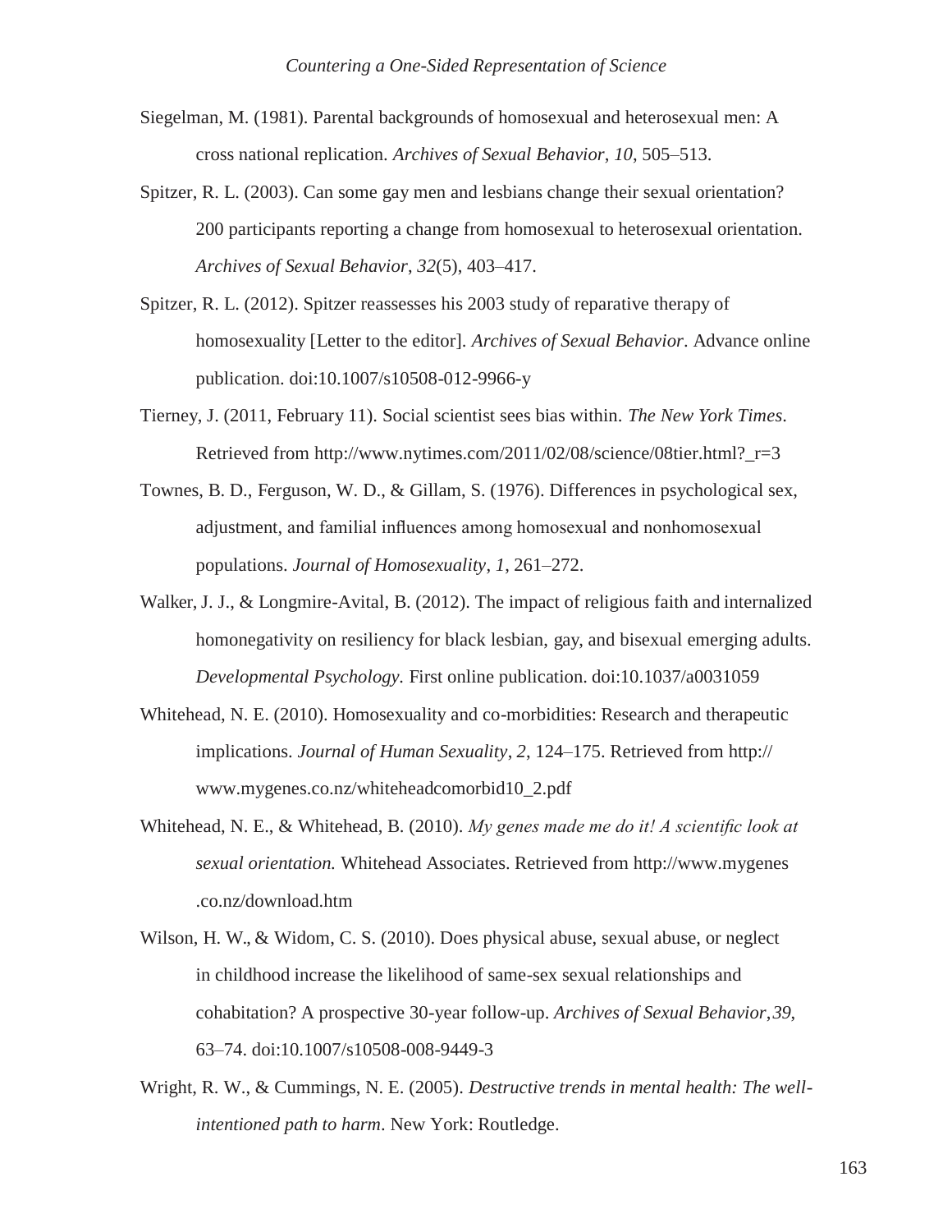Siegelman, M. (1981). Parental backgrounds of homosexual and heterosexual men: A cross national replication. *Archives of Sexual Behavior*, *10*, 505–513.

Spitzer, R. L. (2003). Can some gay men and lesbians change their sexual orientation? 200 participants reporting a change from homosexual to heterosexual orientation. *Archives of Sexual Behavior*, *32*(5), 403–417.

Spitzer, R. L. (2012). Spitzer reassesses his 2003 study of reparative therapy of homosexuality [Letter to the editor]. *Archives of Sexual Behavior*. Advance online publication. doi:10.1007/s10508-012-9966-y

Tierney, J. (2011, February 11). Social scientist sees bias within. *The New York Times*. Retrieved from http://www.nytimes.com/2011/02/08/science/08tier.html?_r=3

Townes, B. D., Ferguson, W. D., & Gillam, S. (1976). Differences in psychological sex, adjustment, and familial influences among homosexual and nonhomosexual populations. *Journal of Homosexuality*, *1*, 261–272.

Walker, J. J., & Longmire-Avital, B. (2012). The impact of religious faith and internalized homonegativity on resiliency for black lesbian, gay, and bisexual emerging adults. *Developmental Psychology.* First online publication. doi:10.1037/a0031059

Whitehead, N. E. (2010). Homosexuality and co-morbidities: Research and therapeutic implications. *Journal of Human Sexuality*, *2*, 124–175. Retrieved from http://www.mygenes.co.nz/whiteheadcomorbid10_2.pdf

Whitehead, N. E., & Whitehead, B. (2010). *My genes made me do it! A scientific look at sexual orientation.* Whitehead Associates. Retrieved from http://www.mygenes.co.nz/download.htm

Wilson, H. W., & Widom, C. S. (2010). Does physical abuse, sexual abuse, or neglect in childhood increase the likelihood of same-sex sexual relationships and cohabitation? A prospective 30-year follow-up. *Archives of Sexual Behavior*, *39*, 63–74. doi:10.1007/s10508-008-9449-3

Wright, R. W., & Cummings, N. E. (2005). *Destructive trends in mental health: The well-intentioned path to harm*. New York: Routledge.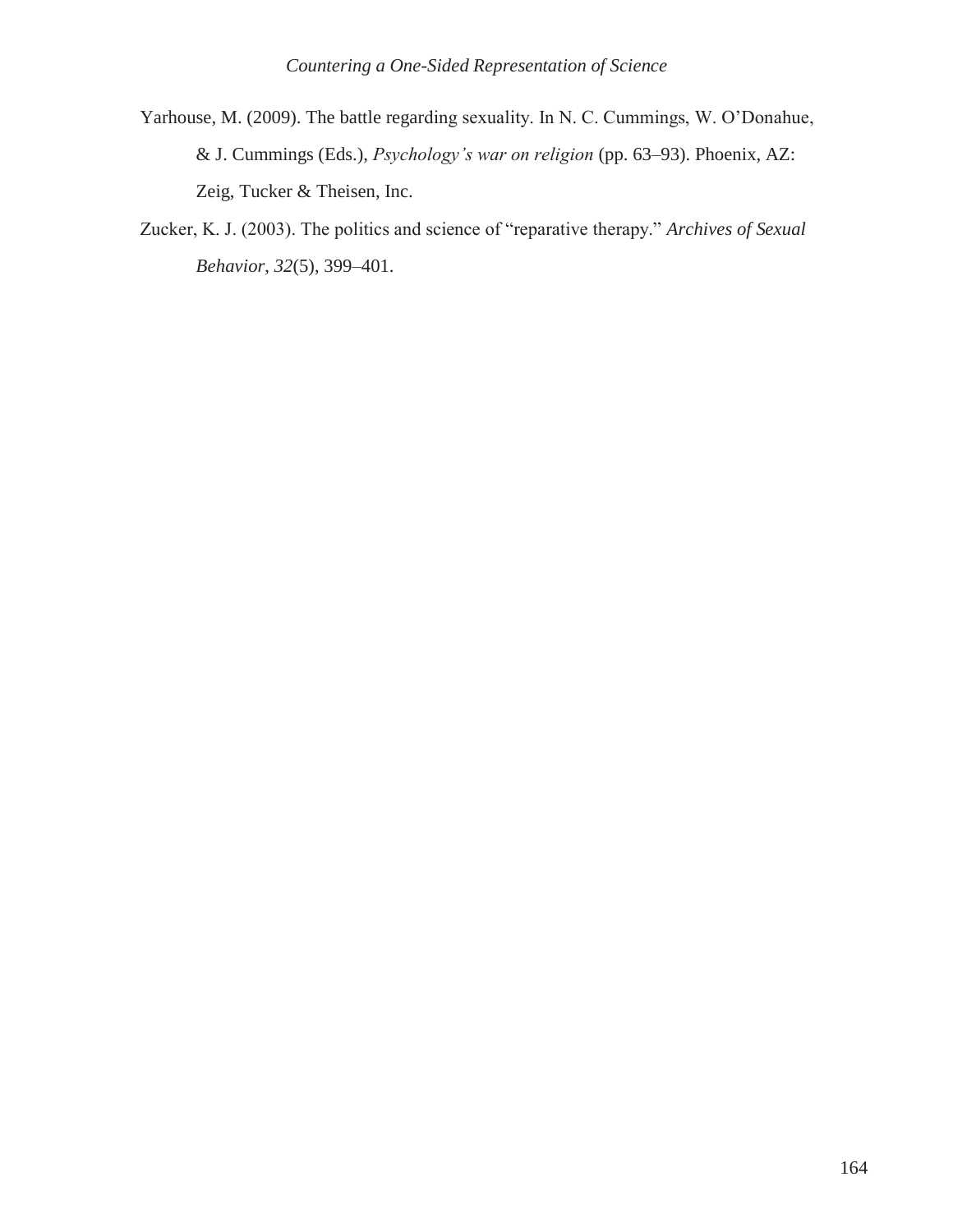Yarhouse, M. (2009). The battle regarding sexuality. In N. C. Cummings, W. O'Donahue, & J. Cummings (Eds.), *Psychology's war on religion* (pp. 63–93). Phoenix, AZ: Zeig, Tucker & Theisen, Inc.

Zucker, K. J. (2003). The politics and science of "reparative therapy." *Archives of Sexual Behavior*, *32*(5), 399–401.